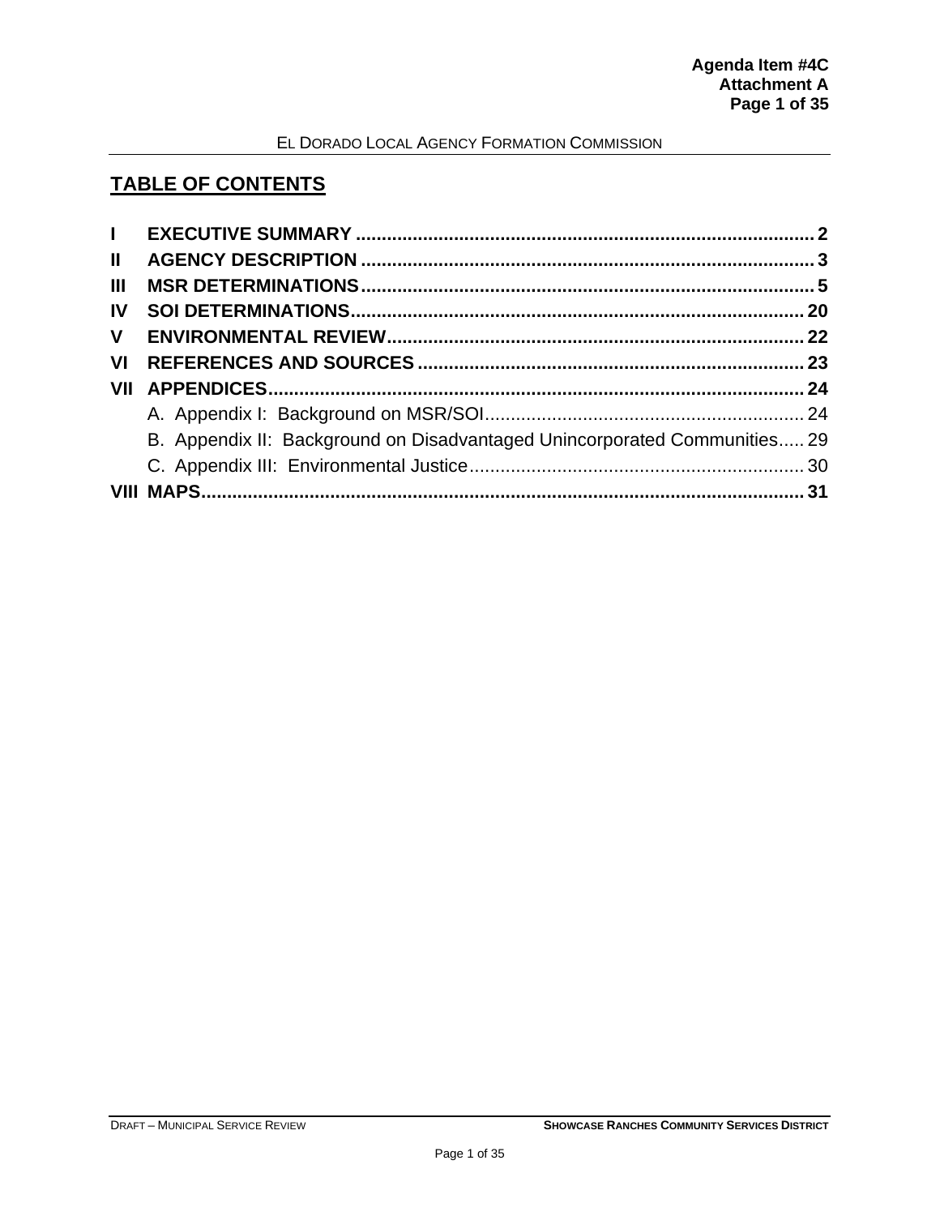Agenda Item #4C
Attachment A

## TABLE OF CONTENTS

| | | |
|---|---|---|
| **I** | **EXECUTIVE SUMMARY** | **2** |
| **II** | **AGENCY DESCRIPTION** | **3** |
| **III** | **MSR DETERMINATIONS** | **5** |
| **IV** | **SOI DETERMINATIONS** | **20** |
| **V** | **ENVIRONMENTAL REVIEW** | **22** |
| **VI** | **REFERENCES AND SOURCES** | **23** |
| **VII** | **APPENDICES** | **24** |
| | A. Appendix I: Background on MSR/SOI | 24 |
| | B. Appendix II: Background on Disadvantaged Unincorporated Communities | 29 |
| | C. Appendix III: Environmental Justice | 30 |
| **VIII** | **MAPS** | **31** |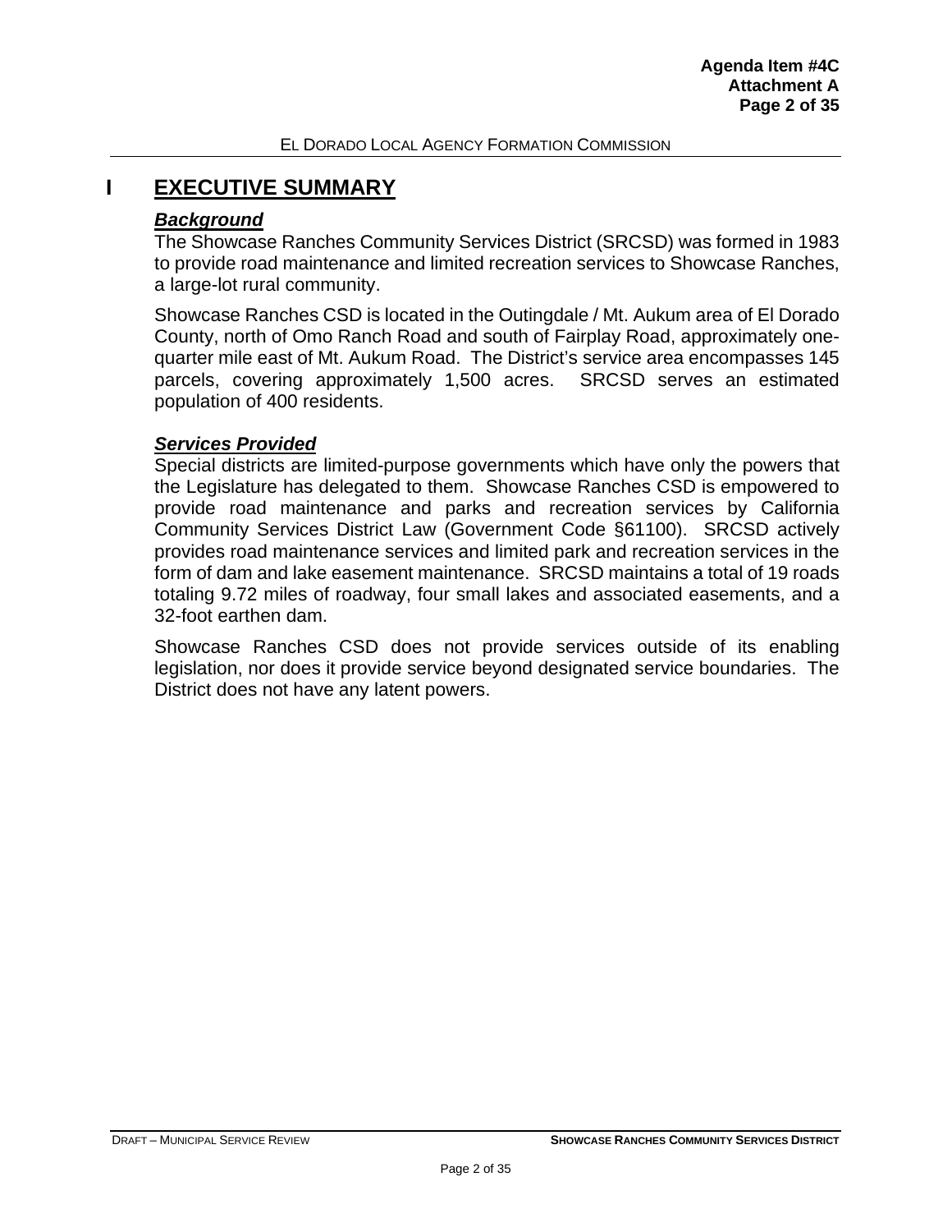# I EXECUTIVE SUMMARY

### *Background*

The Showcase Ranches Community Services District (SRCSD) was formed in 1983 to provide road maintenance and limited recreation services to Showcase Ranches, a large-lot rural community.

Showcase Ranches CSD is located in the Outingdale / Mt. Aukum area of El Dorado County, north of Omo Ranch Road and south of Fairplay Road, approximately one-quarter mile east of Mt. Aukum Road. The District's service area encompasses 145 parcels, covering approximately 1,500 acres. SRCSD serves an estimated population of 400 residents.

### *Services Provided*

Special districts are limited-purpose governments which have only the powers that the Legislature has delegated to them. Showcase Ranches CSD is empowered to provide road maintenance and parks and recreation services by California Community Services District Law (Government Code §61100). SRCSD actively provides road maintenance services and limited park and recreation services in the form of dam and lake easement maintenance. SRCSD maintains a total of 19 roads totaling 9.72 miles of roadway, four small lakes and associated easements, and a 32-foot earthen dam.

Showcase Ranches CSD does not provide services outside of its enabling legislation, nor does it provide service beyond designated service boundaries. The District does not have any latent powers.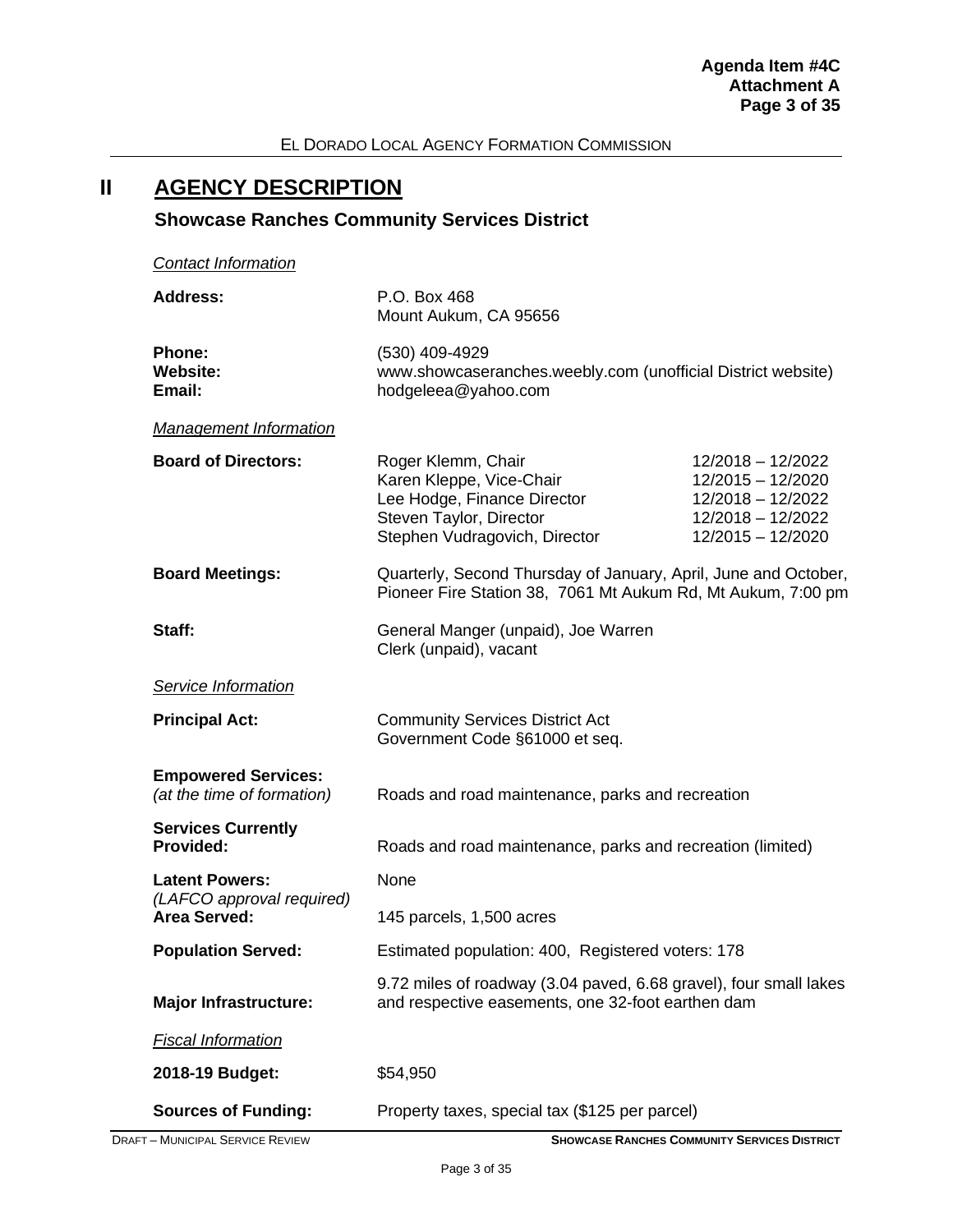# II AGENCY DESCRIPTION

## Showcase Ranches Community Services District

*Contact Information*

| | |
|---|---|
| **Address:** | P.O. Box 468<br>Mount Aukum, CA 95656 |
| **Phone:** | (530) 409-4929 |
| **Website:** | www.showcaseranches.weebly.com (unofficial District website) |
| **Email:** | hodgeleea@yahoo.com |

*Management Information*

| | | |
|---|---|---|
| **Board of Directors:** | Roger Klemm, Chair | 12/2018 – 12/2022 |
| | Karen Kleppe, Vice-Chair | 12/2015 – 12/2020 |
| | Lee Hodge, Finance Director | 12/2018 – 12/2022 |
| | Steven Taylor, Director | 12/2018 – 12/2022 |
| | Stephen Vudragovich, Director | 12/2015 – 12/2020 |

| | |
|---|---|
| **Board Meetings:** | Quarterly, Second Thursday of January, April, June and October, Pioneer Fire Station 38, 7061 Mt Aukum Rd, Mt Aukum, 7:00 pm |
| **Staff:** | General Manger (unpaid), Joe Warren<br>Clerk (unpaid), vacant |

*Service Information*

| | |
|---|---|
| **Principal Act:** | Community Services District Act<br>Government Code §61000 et seq. |
| **Empowered Services:** *(at the time of formation)* | Roads and road maintenance, parks and recreation |
| **Services Currently Provided:** | Roads and road maintenance, parks and recreation (limited) |
| **Latent Powers:** *(LAFCO approval required)* | None |
| **Area Served:** | 145 parcels, 1,500 acres |
| **Population Served:** | Estimated population: 400, Registered voters: 178 |
| **Major Infrastructure:** | 9.72 miles of roadway (3.04 paved, 6.68 gravel), four small lakes and respective easements, one 32-foot earthen dam |

*Fiscal Information*

| | |
|---|---|
| **2018-19 Budget:** | $54,950 |
| **Sources of Funding:** | Property taxes, special tax ($125 per parcel) |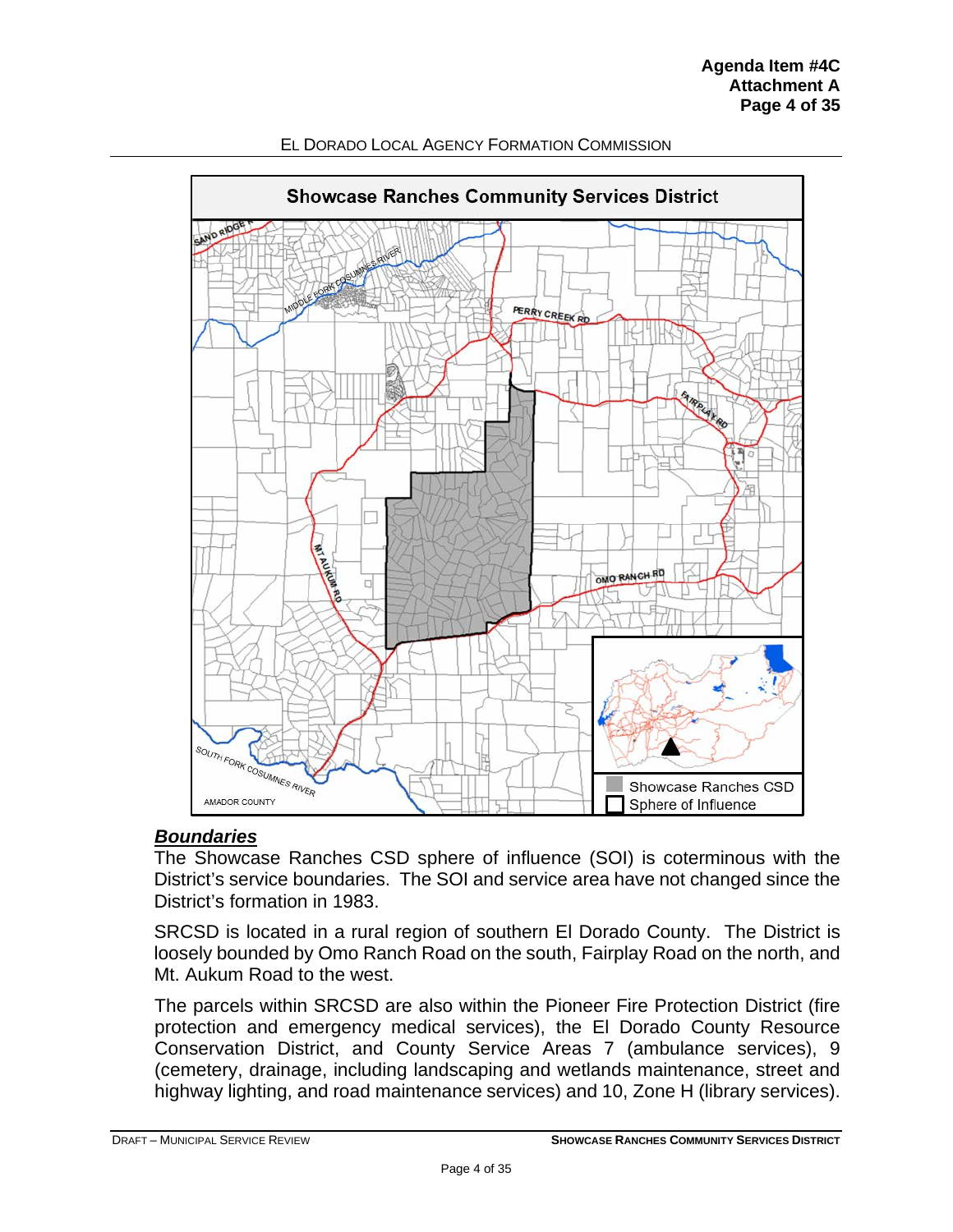## Boundaries

The Showcase Ranches CSD sphere of influence (SOI) is coterminous with the District's service boundaries. The SOI and service area have not changed since the District's formation in 1983.

SRCSD is located in a rural region of southern El Dorado County. The District is loosely bounded by Omo Ranch Road on the south, Fairplay Road on the north, and Mt. Aukum Road to the west.

The parcels within SRCSD are also within the Pioneer Fire Protection District (fire protection and emergency medical services), the El Dorado County Resource Conservation District, and County Service Areas 7 (ambulance services), 9 (cemetery, drainage, including landscaping and wetlands maintenance, street and highway lighting, and road maintenance services) and 10, Zone H (library services).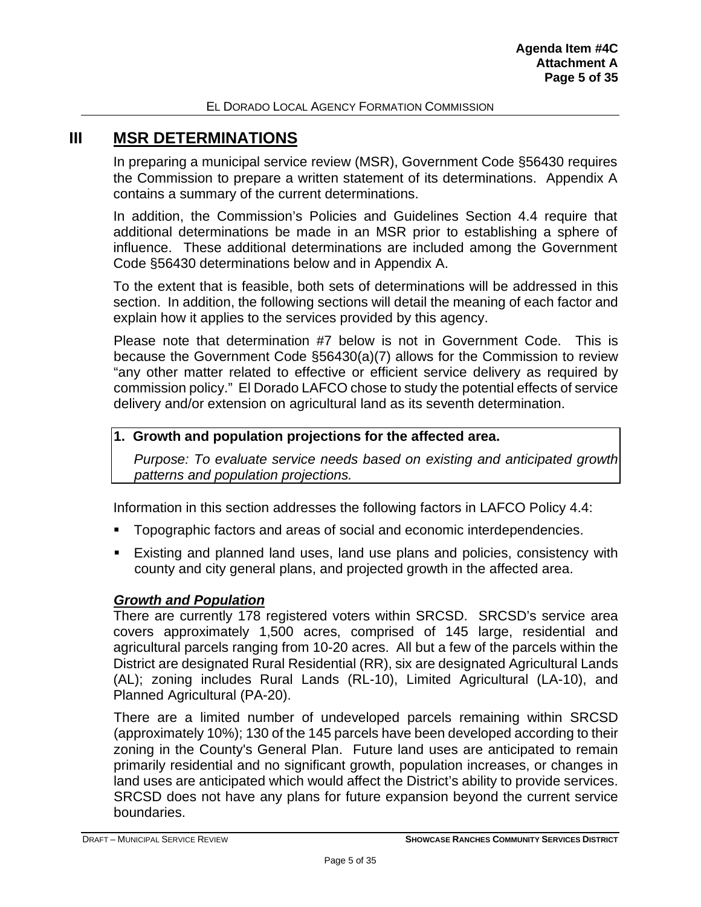# III MSR DETERMINATIONS

In preparing a municipal service review (MSR), Government Code §56430 requires the Commission to prepare a written statement of its determinations. Appendix A contains a summary of the current determinations.

In addition, the Commission's Policies and Guidelines Section 4.4 require that additional determinations be made in an MSR prior to establishing a sphere of influence. These additional determinations are included among the Government Code §56430 determinations below and in Appendix A.

To the extent that is feasible, both sets of determinations will be addressed in this section. In addition, the following sections will detail the meaning of each factor and explain how it applies to the services provided by this agency.

Please note that determination #7 below is not in Government Code. This is because the Government Code §56430(a)(7) allows for the Commission to review "any other matter related to effective or efficient service delivery as required by commission policy." El Dorado LAFCO chose to study the potential effects of service delivery and/or extension on agricultural land as its seventh determination.

**1. Growth and population projections for the affected area.**

*Purpose: To evaluate service needs based on existing and anticipated growth patterns and population projections.*

Information in this section addresses the following factors in LAFCO Policy 4.4:

- Topographic factors and areas of social and economic interdependencies.
- Existing and planned land uses, land use plans and policies, consistency with county and city general plans, and projected growth in the affected area.

### ***Growth and Population***

There are currently 178 registered voters within SRCSD. SRCSD's service area covers approximately 1,500 acres, comprised of 145 large, residential and agricultural parcels ranging from 10-20 acres. All but a few of the parcels within the District are designated Rural Residential (RR), six are designated Agricultural Lands (AL); zoning includes Rural Lands (RL-10), Limited Agricultural (LA-10), and Planned Agricultural (PA-20).

There are a limited number of undeveloped parcels remaining within SRCSD (approximately 10%); 130 of the 145 parcels have been developed according to their zoning in the County's General Plan. Future land uses are anticipated to remain primarily residential and no significant growth, population increases, or changes in land uses are anticipated which would affect the District's ability to provide services. SRCSD does not have any plans for future expansion beyond the current service boundaries.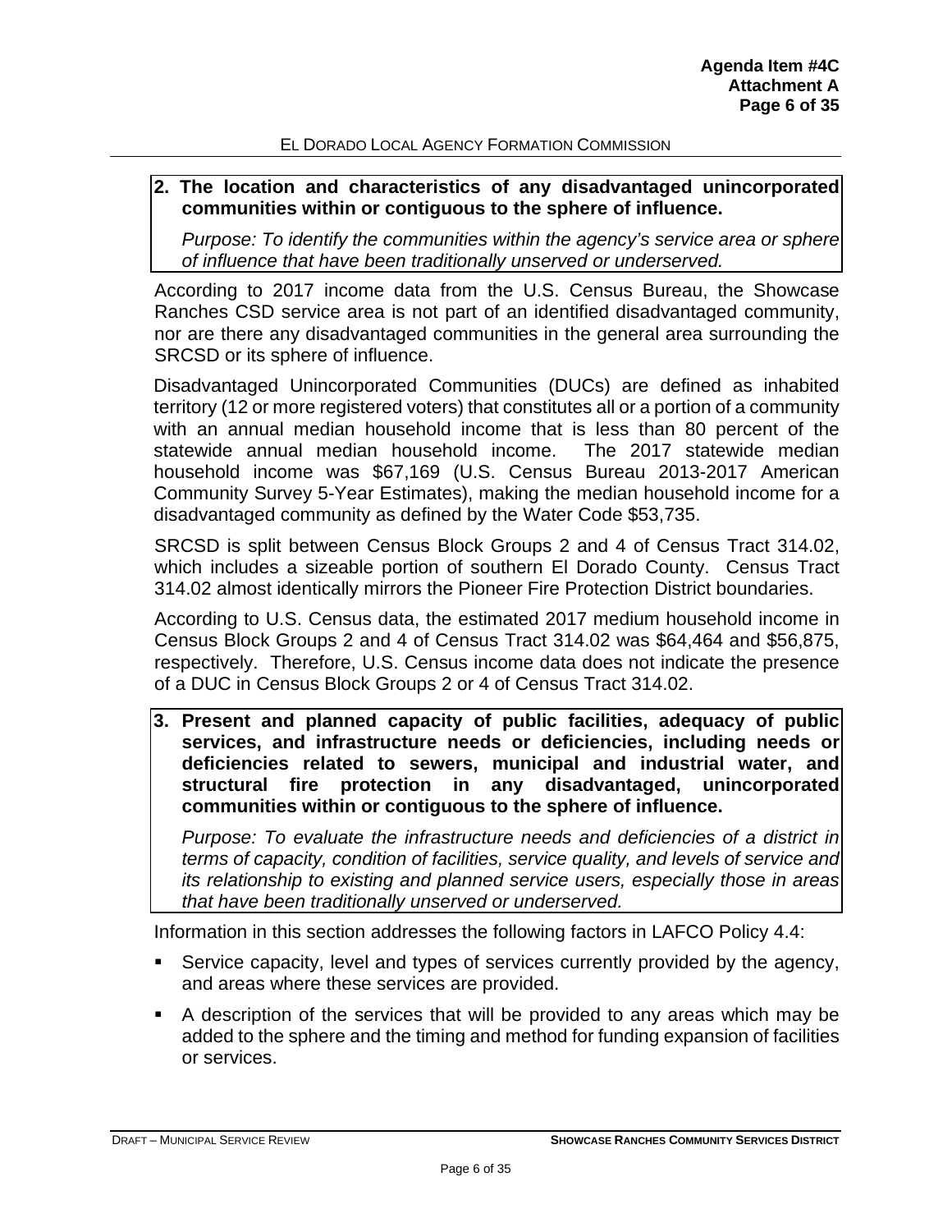**2. The location and characteristics of any disadvantaged unincorporated communities within or contiguous to the sphere of influence.**

*Purpose: To identify the communities within the agency's service area or sphere of influence that have been traditionally unserved or underserved.*

According to 2017 income data from the U.S. Census Bureau, the Showcase Ranches CSD service area is not part of an identified disadvantaged community, nor are there any disadvantaged communities in the general area surrounding the SRCSD or its sphere of influence.

Disadvantaged Unincorporated Communities (DUCs) are defined as inhabited territory (12 or more registered voters) that constitutes all or a portion of a community with an annual median household income that is less than 80 percent of the statewide annual median household income. The 2017 statewide median household income was $67,169 (U.S. Census Bureau 2013-2017 American Community Survey 5-Year Estimates), making the median household income for a disadvantaged community as defined by the Water Code $53,735.

SRCSD is split between Census Block Groups 2 and 4 of Census Tract 314.02, which includes a sizeable portion of southern El Dorado County. Census Tract 314.02 almost identically mirrors the Pioneer Fire Protection District boundaries.

According to U.S. Census data, the estimated 2017 medium household income in Census Block Groups 2 and 4 of Census Tract 314.02 was $64,464 and $56,875, respectively. Therefore, U.S. Census income data does not indicate the presence of a DUC in Census Block Groups 2 or 4 of Census Tract 314.02.

**3. Present and planned capacity of public facilities, adequacy of public services, and infrastructure needs or deficiencies, including needs or deficiencies related to sewers, municipal and industrial water, and structural fire protection in any disadvantaged, unincorporated communities within or contiguous to the sphere of influence.**

*Purpose: To evaluate the infrastructure needs and deficiencies of a district in terms of capacity, condition of facilities, service quality, and levels of service and its relationship to existing and planned service users, especially those in areas that have been traditionally unserved or underserved.*

Information in this section addresses the following factors in LAFCO Policy 4.4:

- Service capacity, level and types of services currently provided by the agency, and areas where these services are provided.
- A description of the services that will be provided to any areas which may be added to the sphere and the timing and method for funding expansion of facilities or services.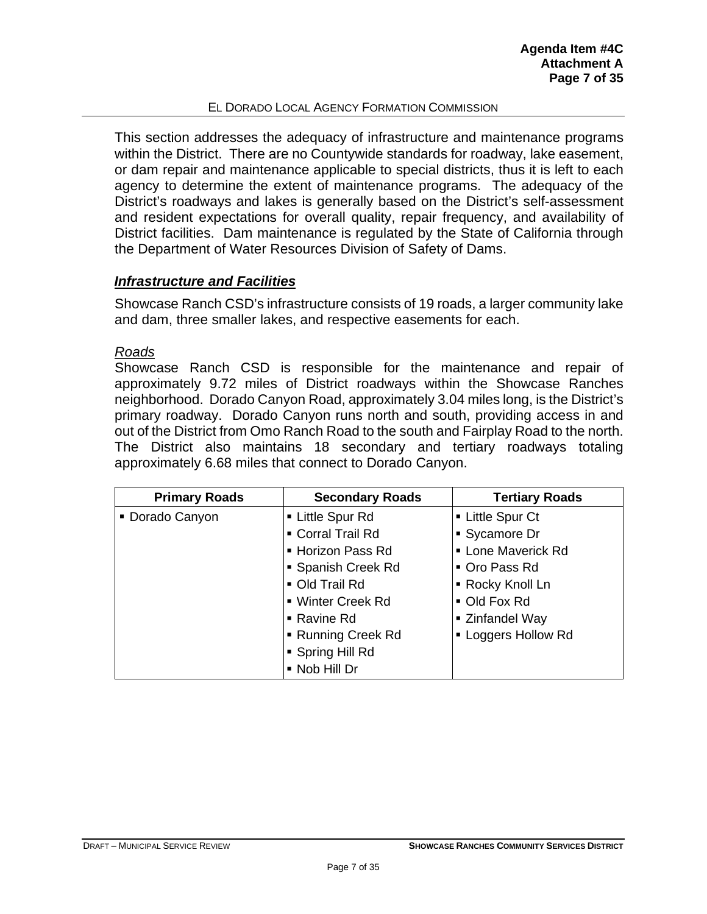This section addresses the adequacy of infrastructure and maintenance programs within the District. There are no Countywide standards for roadway, lake easement, or dam repair and maintenance applicable to special districts, thus it is left to each agency to determine the extent of maintenance programs. The adequacy of the District's roadways and lakes is generally based on the District's self-assessment and resident expectations for overall quality, repair frequency, and availability of District facilities. Dam maintenance is regulated by the State of California through the Department of Water Resources Division of Safety of Dams.

### ***Infrastructure and Facilities***

Showcase Ranch CSD's infrastructure consists of 19 roads, a larger community lake and dam, three smaller lakes, and respective easements for each.

*Roads*

Showcase Ranch CSD is responsible for the maintenance and repair of approximately 9.72 miles of District roadways within the Showcase Ranches neighborhood. Dorado Canyon Road, approximately 3.04 miles long, is the District's primary roadway. Dorado Canyon runs north and south, providing access in and out of the District from Omo Ranch Road to the south and Fairplay Road to the north. The District also maintains 18 secondary and tertiary roadways totaling approximately 6.68 miles that connect to Dorado Canyon.

| Primary Roads | Secondary Roads | Tertiary Roads |
|---|---|---|
| ▪ Dorado Canyon | ▪ Little Spur Rd<br>▪ Corral Trail Rd<br>▪ Horizon Pass Rd<br>▪ Spanish Creek Rd<br>▪ Old Trail Rd<br>▪ Winter Creek Rd<br>▪ Ravine Rd<br>▪ Running Creek Rd<br>▪ Spring Hill Rd<br>▪ Nob Hill Dr | ▪ Little Spur Ct<br>▪ Sycamore Dr<br>▪ Lone Maverick Rd<br>▪ Oro Pass Rd<br>▪ Rocky Knoll Ln<br>▪ Old Fox Rd<br>▪ Zinfandel Way<br>▪ Loggers Hollow Rd |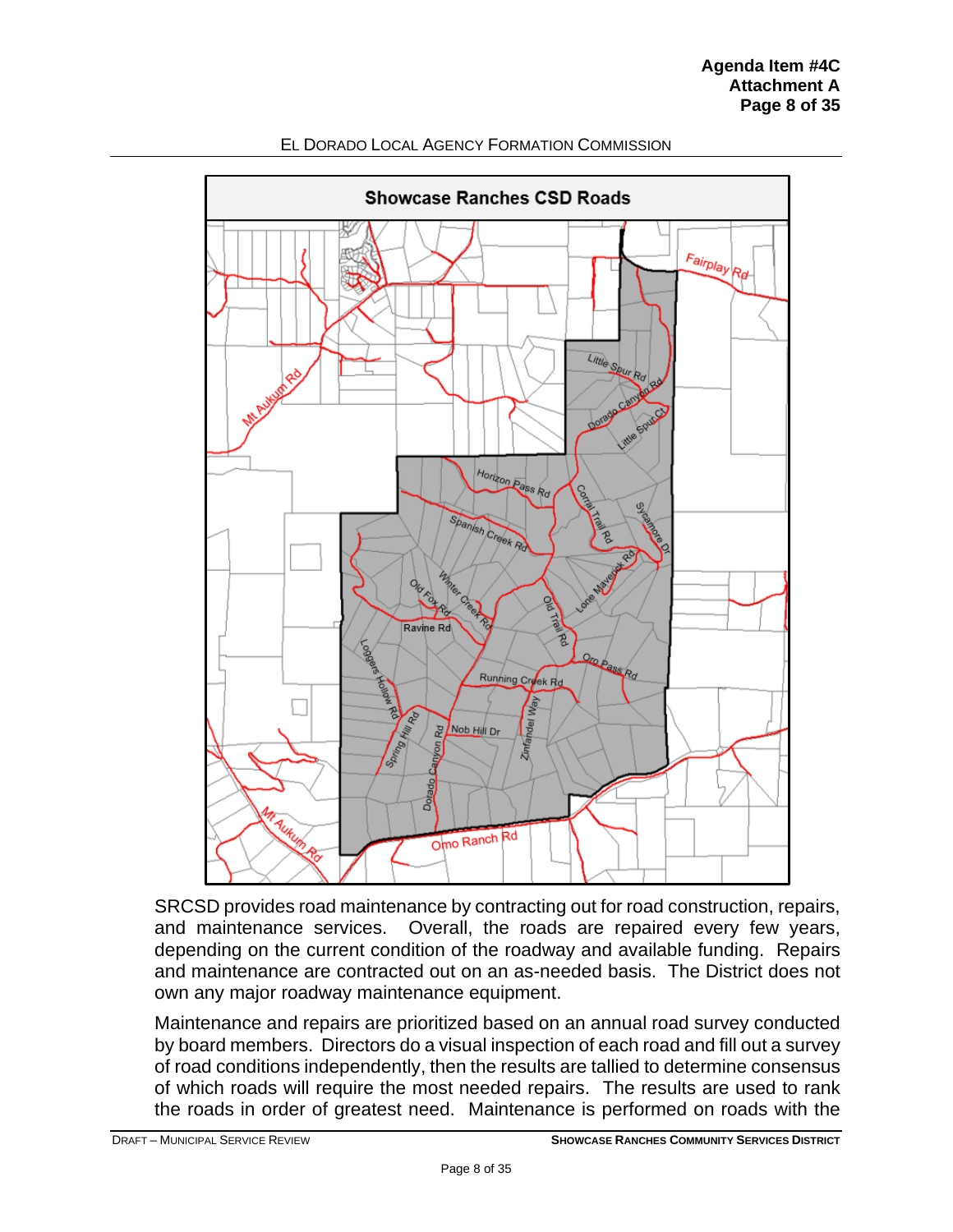**Showcase Ranches CSD Roads**

SRCSD provides road maintenance by contracting out for road construction, repairs, and maintenance services. Overall, the roads are repaired every few years, depending on the current condition of the roadway and available funding. Repairs and maintenance are contracted out on an as-needed basis. The District does not own any major roadway maintenance equipment.

Maintenance and repairs are prioritized based on an annual road survey conducted by board members. Directors do a visual inspection of each road and fill out a survey of road conditions independently, then the results are tallied to determine consensus of which roads will require the most needed repairs. The results are used to rank the roads in order of greatest need. Maintenance is performed on roads with the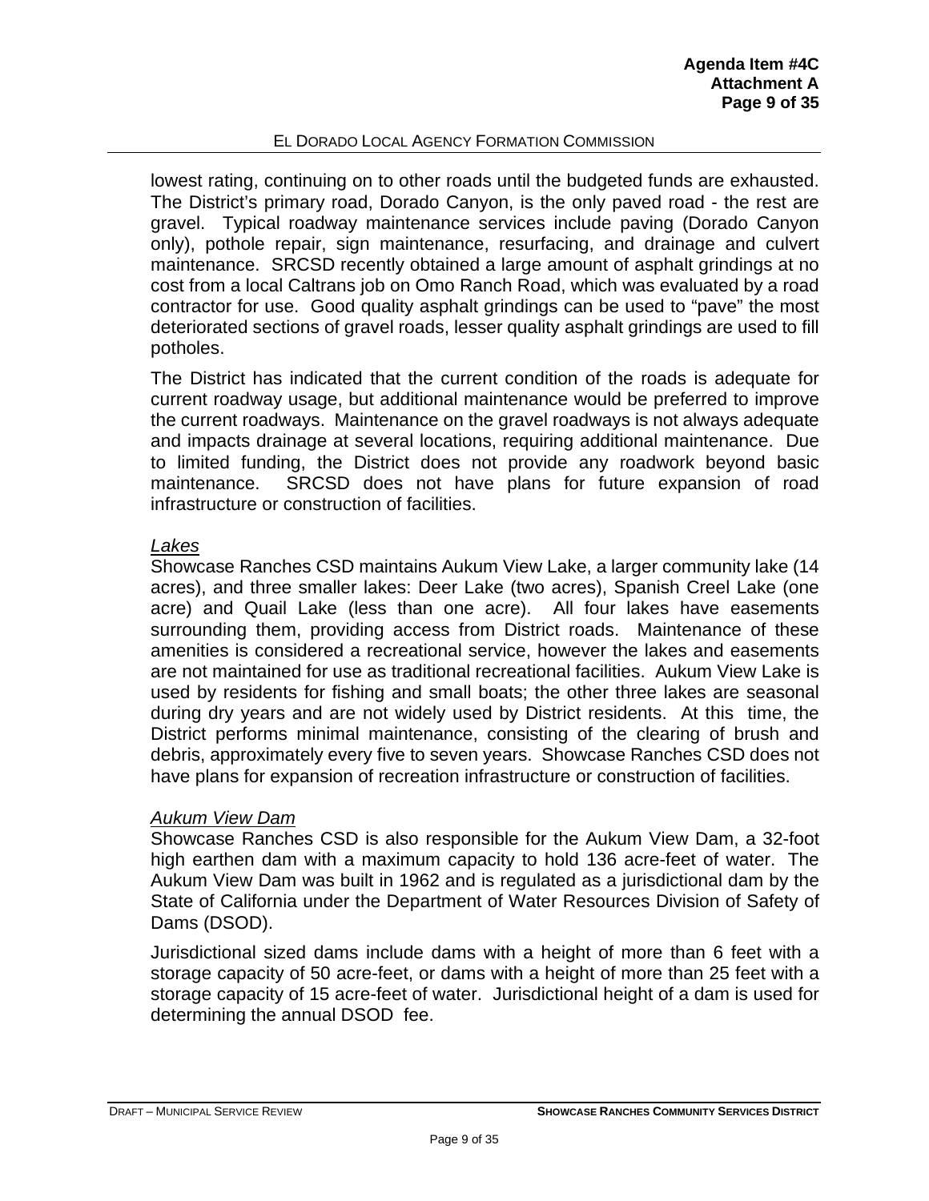lowest rating, continuing on to other roads until the budgeted funds are exhausted. The District's primary road, Dorado Canyon, is the only paved road - the rest are gravel. Typical roadway maintenance services include paving (Dorado Canyon only), pothole repair, sign maintenance, resurfacing, and drainage and culvert maintenance. SRCSD recently obtained a large amount of asphalt grindings at no cost from a local Caltrans job on Omo Ranch Road, which was evaluated by a road contractor for use. Good quality asphalt grindings can be used to "pave" the most deteriorated sections of gravel roads, lesser quality asphalt grindings are used to fill potholes.

The District has indicated that the current condition of the roads is adequate for current roadway usage, but additional maintenance would be preferred to improve the current roadways. Maintenance on the gravel roadways is not always adequate and impacts drainage at several locations, requiring additional maintenance. Due to limited funding, the District does not provide any roadwork beyond basic maintenance. SRCSD does not have plans for future expansion of road infrastructure or construction of facilities.

*Lakes*

Showcase Ranches CSD maintains Aukum View Lake, a larger community lake (14 acres), and three smaller lakes: Deer Lake (two acres), Spanish Creel Lake (one acre) and Quail Lake (less than one acre). All four lakes have easements surrounding them, providing access from District roads. Maintenance of these amenities is considered a recreational service, however the lakes and easements are not maintained for use as traditional recreational facilities. Aukum View Lake is used by residents for fishing and small boats; the other three lakes are seasonal during dry years and are not widely used by District residents. At this time, the District performs minimal maintenance, consisting of the clearing of brush and debris, approximately every five to seven years. Showcase Ranches CSD does not have plans for expansion of recreation infrastructure or construction of facilities.

*Aukum View Dam*

Showcase Ranches CSD is also responsible for the Aukum View Dam, a 32-foot high earthen dam with a maximum capacity to hold 136 acre-feet of water. The Aukum View Dam was built in 1962 and is regulated as a jurisdictional dam by the State of California under the Department of Water Resources Division of Safety of Dams (DSOD).

Jurisdictional sized dams include dams with a height of more than 6 feet with a storage capacity of 50 acre-feet, or dams with a height of more than 25 feet with a storage capacity of 15 acre-feet of water. Jurisdictional height of a dam is used for determining the annual DSOD fee.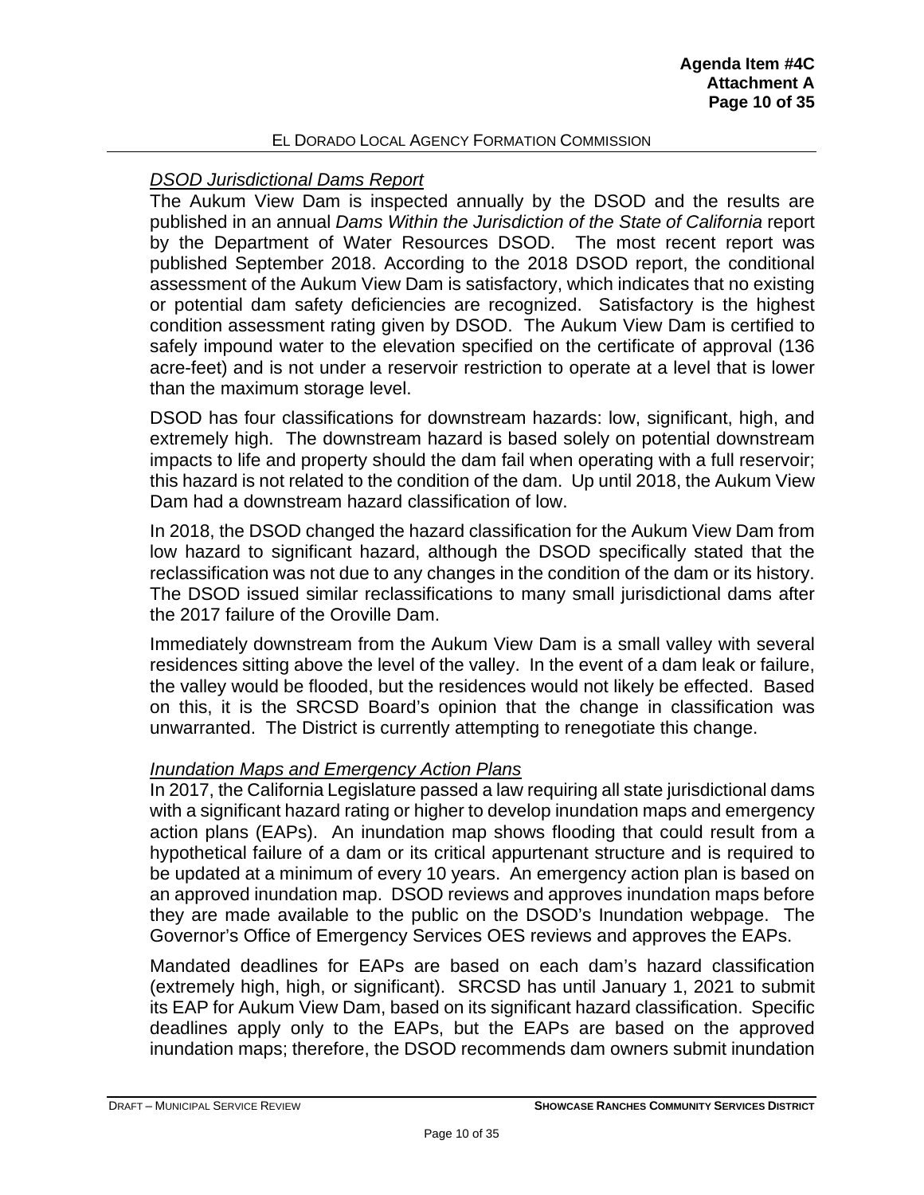*DSOD Jurisdictional Dams Report*

The Aukum View Dam is inspected annually by the DSOD and the results are published in an annual *Dams Within the Jurisdiction of the State of California* report by the Department of Water Resources DSOD. The most recent report was published September 2018. According to the 2018 DSOD report, the conditional assessment of the Aukum View Dam is satisfactory, which indicates that no existing or potential dam safety deficiencies are recognized. Satisfactory is the highest condition assessment rating given by DSOD. The Aukum View Dam is certified to safely impound water to the elevation specified on the certificate of approval (136 acre-feet) and is not under a reservoir restriction to operate at a level that is lower than the maximum storage level.

DSOD has four classifications for downstream hazards: low, significant, high, and extremely high. The downstream hazard is based solely on potential downstream impacts to life and property should the dam fail when operating with a full reservoir; this hazard is not related to the condition of the dam. Up until 2018, the Aukum View Dam had a downstream hazard classification of low.

In 2018, the DSOD changed the hazard classification for the Aukum View Dam from low hazard to significant hazard, although the DSOD specifically stated that the reclassification was not due to any changes in the condition of the dam or its history. The DSOD issued similar reclassifications to many small jurisdictional dams after the 2017 failure of the Oroville Dam.

Immediately downstream from the Aukum View Dam is a small valley with several residences sitting above the level of the valley. In the event of a dam leak or failure, the valley would be flooded, but the residences would not likely be effected. Based on this, it is the SRCSD Board's opinion that the change in classification was unwarranted. The District is currently attempting to renegotiate this change.

*Inundation Maps and Emergency Action Plans*

In 2017, the California Legislature passed a law requiring all state jurisdictional dams with a significant hazard rating or higher to develop inundation maps and emergency action plans (EAPs). An inundation map shows flooding that could result from a hypothetical failure of a dam or its critical appurtenant structure and is required to be updated at a minimum of every 10 years. An emergency action plan is based on an approved inundation map. DSOD reviews and approves inundation maps before they are made available to the public on the DSOD's Inundation webpage. The Governor's Office of Emergency Services OES reviews and approves the EAPs.

Mandated deadlines for EAPs are based on each dam's hazard classification (extremely high, high, or significant). SRCSD has until January 1, 2021 to submit its EAP for Aukum View Dam, based on its significant hazard classification. Specific deadlines apply only to the EAPs, but the EAPs are based on the approved inundation maps; therefore, the DSOD recommends dam owners submit inundation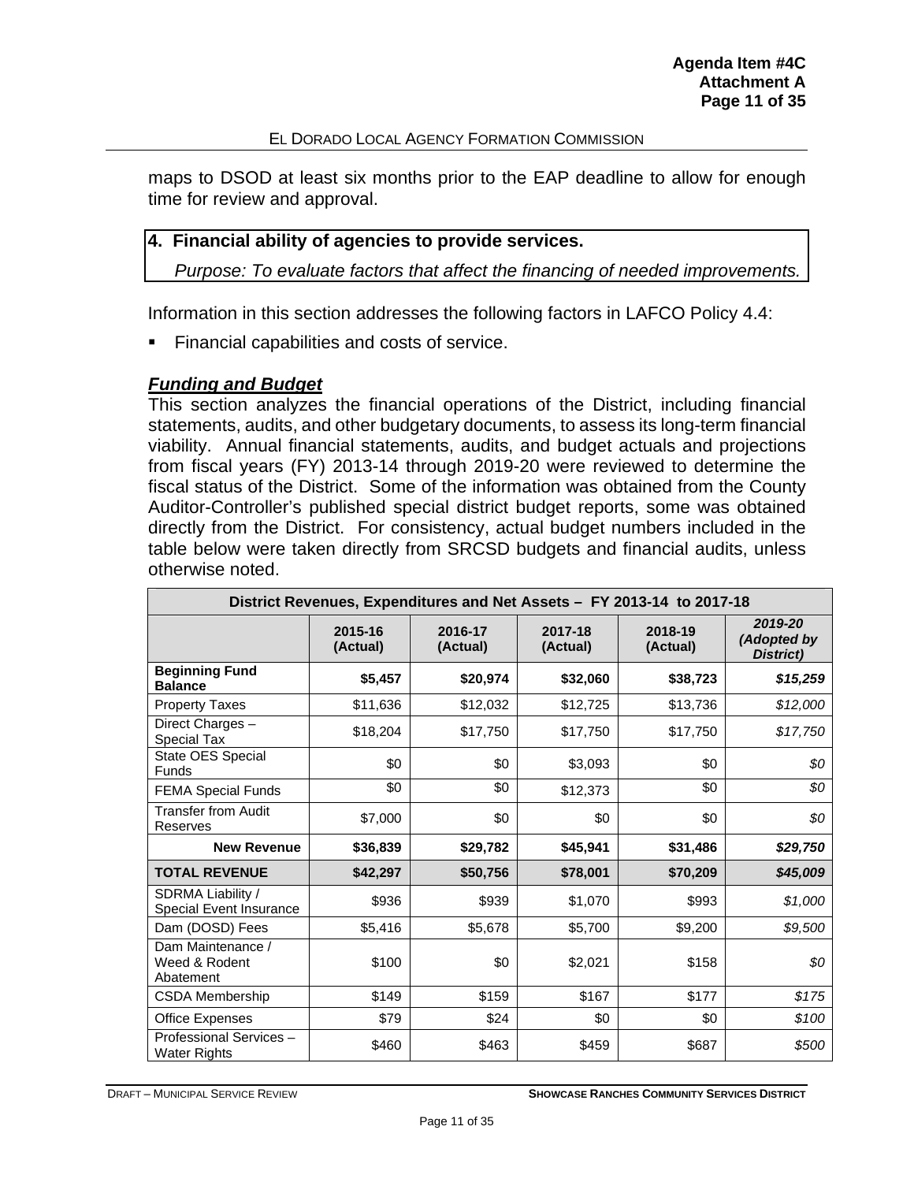maps to DSOD at least six months prior to the EAP deadline to allow for enough time for review and approval.

## 4. Financial ability of agencies to provide services.

*Purpose: To evaluate factors that affect the financing of needed improvements.*

Information in this section addresses the following factors in LAFCO Policy 4.4:

- Financial capabilities and costs of service.

### ***Funding and Budget***

This section analyzes the financial operations of the District, including financial statements, audits, and other budgetary documents, to assess its long-term financial viability. Annual financial statements, audits, and budget actuals and projections from fiscal years (FY) 2013-14 through 2019-20 were reviewed to determine the fiscal status of the District. Some of the information was obtained from the County Auditor-Controller's published special district budget reports, some was obtained directly from the District. For consistency, actual budget numbers included in the table below were taken directly from SRCSD budgets and financial audits, unless otherwise noted.

| District Revenues, Expenditures and Net Assets – FY 2013-14 to 2017-18 | | | | | |
|---|---|---|---|---|---|
| | 2015-16 (Actual) | 2016-17 (Actual) | 2017-18 (Actual) | 2018-19 (Actual) | *2019-20 (Adopted by District)* |
| **Beginning Fund Balance** | **$5,457** | **$20,974** | **$32,060** | **$38,723** | ***$15,259*** |
| Property Taxes | $11,636 | $12,032 | $12,725 | $13,736 | *$12,000* |
| Direct Charges – Special Tax | $18,204 | $17,750 | $17,750 | $17,750 | *$17,750* |
| State OES Special Funds | $0 | $0 | $3,093 | $0 | *$0* |
| FEMA Special Funds | $0 | $0 | $12,373 | $0 | *$0* |
| Transfer from Audit Reserves | $7,000 | $0 | $0 | $0 | *$0* |
| **New Revenue** | **$36,839** | **$29,782** | **$45,941** | **$31,486** | ***$29,750*** |
| **TOTAL REVENUE** | **$42,297** | **$50,756** | **$78,001** | **$70,209** | ***$45,009*** |
| SDRMA Liability / Special Event Insurance | $936 | $939 | $1,070 | $993 | *$1,000* |
| Dam (DOSD) Fees | $5,416 | $5,678 | $5,700 | $9,200 | *$9,500* |
| Dam Maintenance / Weed & Rodent Abatement | $100 | $0 | $2,021 | $158 | *$0* |
| CSDA Membership | $149 | $159 | $167 | $177 | *$175* |
| Office Expenses | $79 | $24 | $0 | $0 | *$100* |
| Professional Services – Water Rights | $460 | $463 | $459 | $687 | *$500* |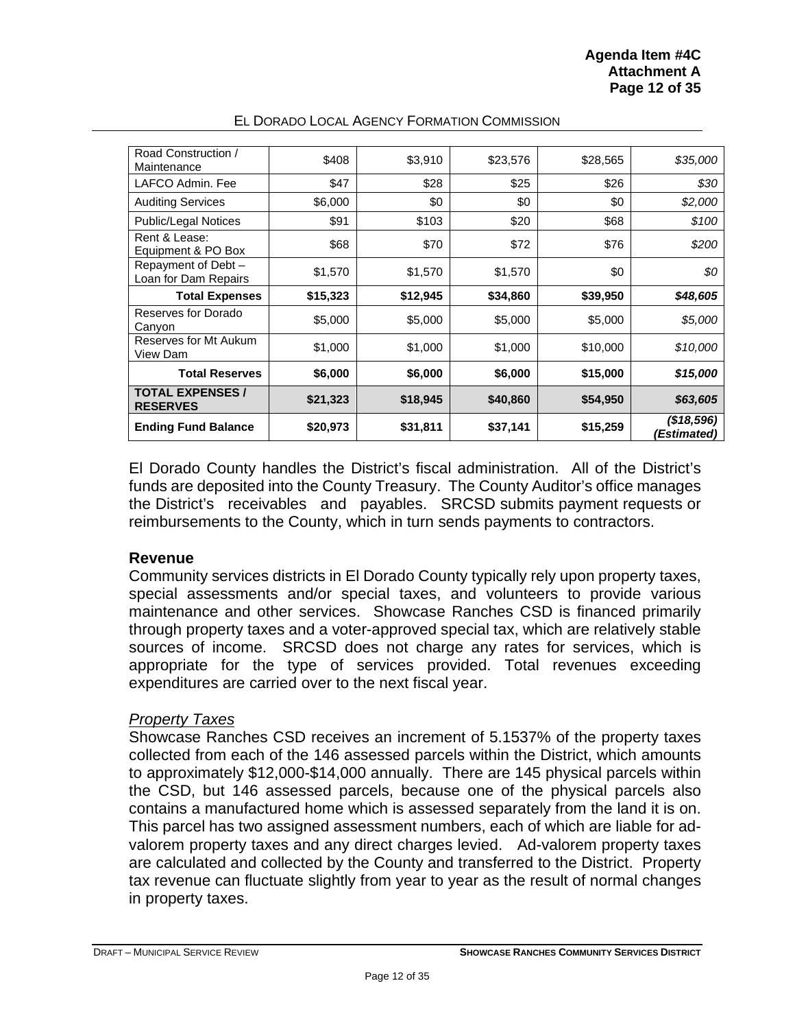| Road Construction / Maintenance | $408 | $3,910 | $23,576 | $28,565 | *$35,000* |
|---|---|---|---|---|---|
| LAFCO Admin. Fee | $47 | $28 | $25 | $26 | *$30* |
| Auditing Services | $6,000 | $0 | $0 | $0 | *$2,000* |
| Public/Legal Notices | $91 | $103 | $20 | $68 | *$100* |
| Rent & Lease: Equipment & PO Box | $68 | $70 | $72 | $76 | *$200* |
| Repayment of Debt – Loan for Dam Repairs | $1,570 | $1,570 | $1,570 | $0 | *$0* |
| **Total Expenses** | **$15,323** | **$12,945** | **$34,860** | **$39,950** | ***$48,605*** |
| Reserves for Dorado Canyon | $5,000 | $5,000 | $5,000 | $5,000 | *$5,000* |
| Reserves for Mt Aukum View Dam | $1,000 | $1,000 | $1,000 | $10,000 | *$10,000* |
| **Total Reserves** | **$6,000** | **$6,000** | **$6,000** | **$15,000** | ***$15,000*** |
| **TOTAL EXPENSES / RESERVES** | **$21,323** | **$18,945** | **$40,860** | **$54,950** | ***$63,605*** |
| **Ending Fund Balance** | **$20,973** | **$31,811** | **$37,141** | **$15,259** | ***($18,596) (Estimated)*** |

El Dorado County handles the District's fiscal administration. All of the District's funds are deposited into the County Treasury. The County Auditor's office manages the District's receivables and payables. SRCSD submits payment requests or reimbursements to the County, which in turn sends payments to contractors.

## Revenue

Community services districts in El Dorado County typically rely upon property taxes, special assessments and/or special taxes, and volunteers to provide various maintenance and other services. Showcase Ranches CSD is financed primarily through property taxes and a voter-approved special tax, which are relatively stable sources of income. SRCSD does not charge any rates for services, which is appropriate for the type of services provided. Total revenues exceeding expenditures are carried over to the next fiscal year.

### *Property Taxes*

Showcase Ranches CSD receives an increment of 5.1537% of the property taxes collected from each of the 146 assessed parcels within the District, which amounts to approximately $12,000-$14,000 annually. There are 145 physical parcels within the CSD, but 146 assessed parcels, because one of the physical parcels also contains a manufactured home which is assessed separately from the land it is on. This parcel has two assigned assessment numbers, each of which are liable for ad-valorem property taxes and any direct charges levied. Ad-valorem property taxes are calculated and collected by the County and transferred to the District. Property tax revenue can fluctuate slightly from year to year as the result of normal changes in property taxes.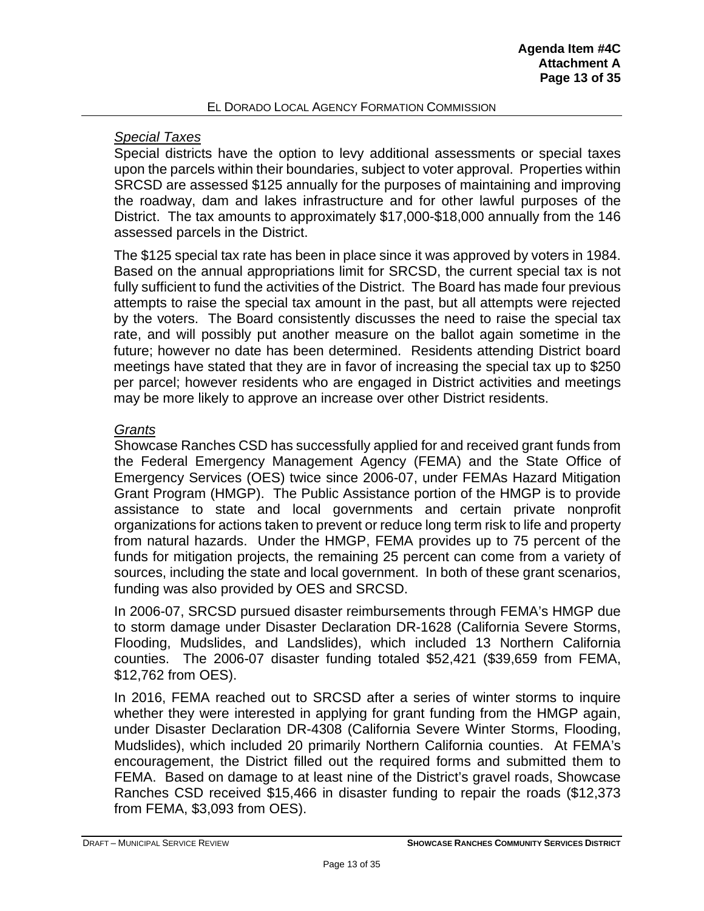*Special Taxes*

Special districts have the option to levy additional assessments or special taxes upon the parcels within their boundaries, subject to voter approval. Properties within SRCSD are assessed $125 annually for the purposes of maintaining and improving the roadway, dam and lakes infrastructure and for other lawful purposes of the District. The tax amounts to approximately $17,000-$18,000 annually from the 146 assessed parcels in the District.

The $125 special tax rate has been in place since it was approved by voters in 1984. Based on the annual appropriations limit for SRCSD, the current special tax is not fully sufficient to fund the activities of the District. The Board has made four previous attempts to raise the special tax amount in the past, but all attempts were rejected by the voters. The Board consistently discusses the need to raise the special tax rate, and will possibly put another measure on the ballot again sometime in the future; however no date has been determined. Residents attending District board meetings have stated that they are in favor of increasing the special tax up to $250 per parcel; however residents who are engaged in District activities and meetings may be more likely to approve an increase over other District residents.

*Grants*

Showcase Ranches CSD has successfully applied for and received grant funds from the Federal Emergency Management Agency (FEMA) and the State Office of Emergency Services (OES) twice since 2006-07, under FEMAs Hazard Mitigation Grant Program (HMGP). The Public Assistance portion of the HMGP is to provide assistance to state and local governments and certain private nonprofit organizations for actions taken to prevent or reduce long term risk to life and property from natural hazards. Under the HMGP, FEMA provides up to 75 percent of the funds for mitigation projects, the remaining 25 percent can come from a variety of sources, including the state and local government. In both of these grant scenarios, funding was also provided by OES and SRCSD.

In 2006-07, SRCSD pursued disaster reimbursements through FEMA's HMGP due to storm damage under Disaster Declaration DR-1628 (California Severe Storms, Flooding, Mudslides, and Landslides), which included 13 Northern California counties. The 2006-07 disaster funding totaled $52,421 ($39,659 from FEMA, $12,762 from OES).

In 2016, FEMA reached out to SRCSD after a series of winter storms to inquire whether they were interested in applying for grant funding from the HMGP again, under Disaster Declaration DR-4308 (California Severe Winter Storms, Flooding, Mudslides), which included 20 primarily Northern California counties. At FEMA's encouragement, the District filled out the required forms and submitted them to FEMA. Based on damage to at least nine of the District's gravel roads, Showcase Ranches CSD received $15,466 in disaster funding to repair the roads ($12,373 from FEMA, $3,093 from OES).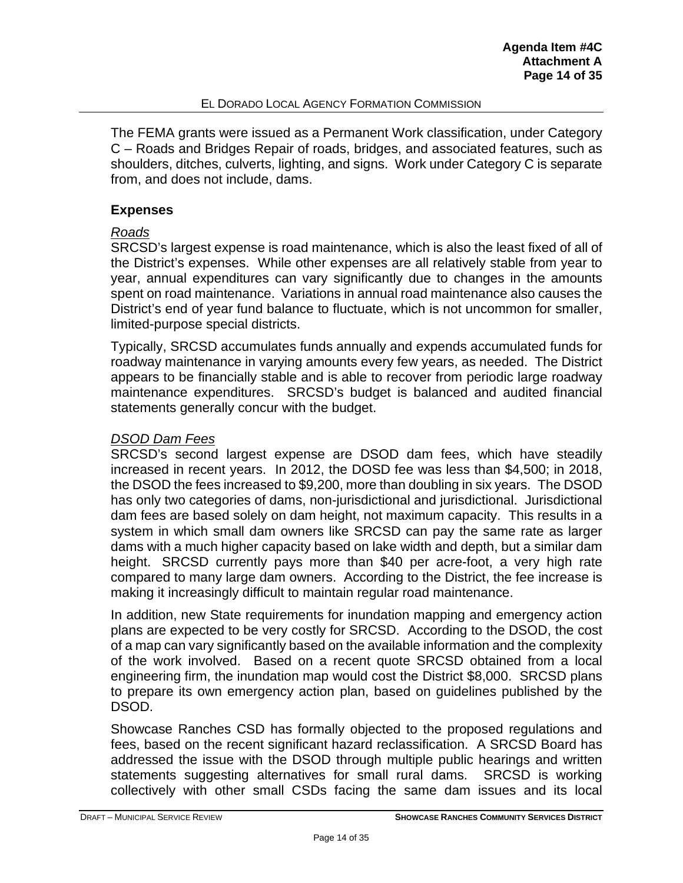The FEMA grants were issued as a Permanent Work classification, under Category C – Roads and Bridges Repair of roads, bridges, and associated features, such as shoulders, ditches, culverts, lighting, and signs. Work under Category C is separate from, and does not include, dams.

### Expenses

*Roads*

SRCSD's largest expense is road maintenance, which is also the least fixed of all of the District's expenses. While other expenses are all relatively stable from year to year, annual expenditures can vary significantly due to changes in the amounts spent on road maintenance. Variations in annual road maintenance also causes the District's end of year fund balance to fluctuate, which is not uncommon for smaller, limited-purpose special districts.

Typically, SRCSD accumulates funds annually and expends accumulated funds for roadway maintenance in varying amounts every few years, as needed. The District appears to be financially stable and is able to recover from periodic large roadway maintenance expenditures. SRCSD's budget is balanced and audited financial statements generally concur with the budget.

*DSOD Dam Fees*

SRCSD's second largest expense are DSOD dam fees, which have steadily increased in recent years. In 2012, the DOSD fee was less than $4,500; in 2018, the DSOD the fees increased to $9,200, more than doubling in six years. The DSOD has only two categories of dams, non-jurisdictional and jurisdictional. Jurisdictional dam fees are based solely on dam height, not maximum capacity. This results in a system in which small dam owners like SRCSD can pay the same rate as larger dams with a much higher capacity based on lake width and depth, but a similar dam height. SRCSD currently pays more than $40 per acre-foot, a very high rate compared to many large dam owners. According to the District, the fee increase is making it increasingly difficult to maintain regular road maintenance.

In addition, new State requirements for inundation mapping and emergency action plans are expected to be very costly for SRCSD. According to the DSOD, the cost of a map can vary significantly based on the available information and the complexity of the work involved. Based on a recent quote SRCSD obtained from a local engineering firm, the inundation map would cost the District $8,000. SRCSD plans to prepare its own emergency action plan, based on guidelines published by the DSOD.

Showcase Ranches CSD has formally objected to the proposed regulations and fees, based on the recent significant hazard reclassification. A SRCSD Board has addressed the issue with the DSOD through multiple public hearings and written statements suggesting alternatives for small rural dams. SRCSD is working collectively with other small CSDs facing the same dam issues and its local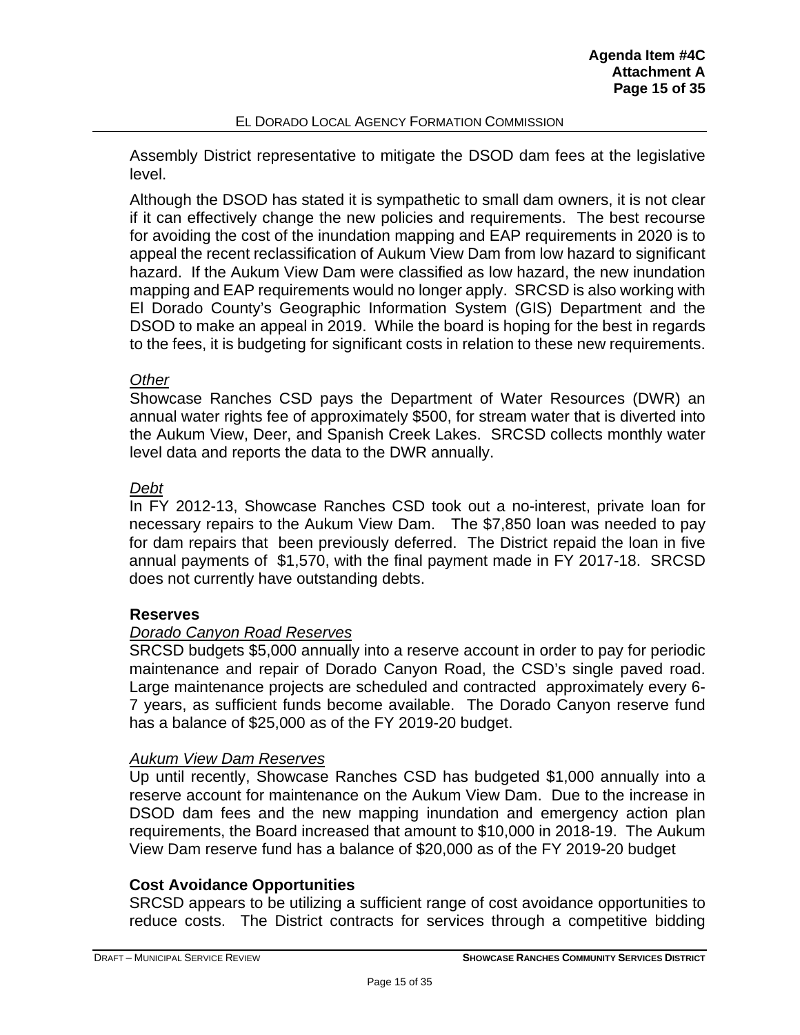Assembly District representative to mitigate the DSOD dam fees at the legislative level.

Although the DSOD has stated it is sympathetic to small dam owners, it is not clear if it can effectively change the new policies and requirements. The best recourse for avoiding the cost of the inundation mapping and EAP requirements in 2020 is to appeal the recent reclassification of Aukum View Dam from low hazard to significant hazard. If the Aukum View Dam were classified as low hazard, the new inundation mapping and EAP requirements would no longer apply. SRCSD is also working with El Dorado County's Geographic Information System (GIS) Department and the DSOD to make an appeal in 2019. While the board is hoping for the best in regards to the fees, it is budgeting for significant costs in relation to these new requirements.

*Other*

Showcase Ranches CSD pays the Department of Water Resources (DWR) an annual water rights fee of approximately $500, for stream water that is diverted into the Aukum View, Deer, and Spanish Creek Lakes. SRCSD collects monthly water level data and reports the data to the DWR annually.

*Debt*

In FY 2012-13, Showcase Ranches CSD took out a no-interest, private loan for necessary repairs to the Aukum View Dam. The $7,850 loan was needed to pay for dam repairs that been previously deferred. The District repaid the loan in five annual payments of $1,570, with the final payment made in FY 2017-18. SRCSD does not currently have outstanding debts.

**Reserves**

*Dorado Canyon Road Reserves*

SRCSD budgets $5,000 annually into a reserve account in order to pay for periodic maintenance and repair of Dorado Canyon Road, the CSD's single paved road. Large maintenance projects are scheduled and contracted approximately every 6-7 years, as sufficient funds become available. The Dorado Canyon reserve fund has a balance of $25,000 as of the FY 2019-20 budget.

*Aukum View Dam Reserves*

Up until recently, Showcase Ranches CSD has budgeted $1,000 annually into a reserve account for maintenance on the Aukum View Dam. Due to the increase in DSOD dam fees and the new mapping inundation and emergency action plan requirements, the Board increased that amount to $10,000 in 2018-19. The Aukum View Dam reserve fund has a balance of $20,000 as of the FY 2019-20 budget

**Cost Avoidance Opportunities**

SRCSD appears to be utilizing a sufficient range of cost avoidance opportunities to reduce costs. The District contracts for services through a competitive bidding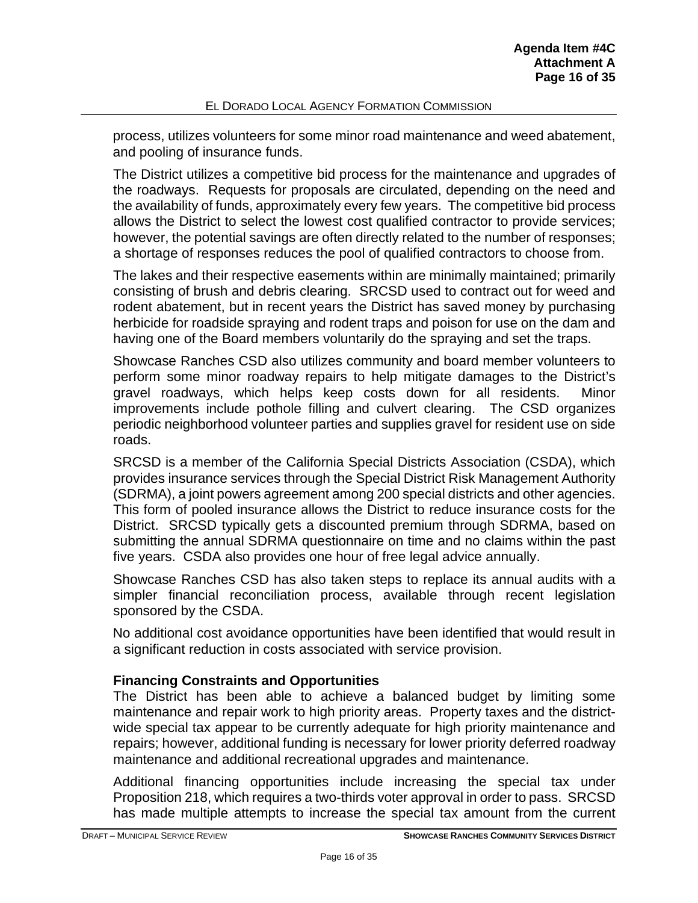process, utilizes volunteers for some minor road maintenance and weed abatement, and pooling of insurance funds.

The District utilizes a competitive bid process for the maintenance and upgrades of the roadways. Requests for proposals are circulated, depending on the need and the availability of funds, approximately every few years. The competitive bid process allows the District to select the lowest cost qualified contractor to provide services; however, the potential savings are often directly related to the number of responses; a shortage of responses reduces the pool of qualified contractors to choose from.

The lakes and their respective easements within are minimally maintained; primarily consisting of brush and debris clearing. SRCSD used to contract out for weed and rodent abatement, but in recent years the District has saved money by purchasing herbicide for roadside spraying and rodent traps and poison for use on the dam and having one of the Board members voluntarily do the spraying and set the traps.

Showcase Ranches CSD also utilizes community and board member volunteers to perform some minor roadway repairs to help mitigate damages to the District's gravel roadways, which helps keep costs down for all residents. Minor improvements include pothole filling and culvert clearing. The CSD organizes periodic neighborhood volunteer parties and supplies gravel for resident use on side roads.

SRCSD is a member of the California Special Districts Association (CSDA), which provides insurance services through the Special District Risk Management Authority (SDRMA), a joint powers agreement among 200 special districts and other agencies. This form of pooled insurance allows the District to reduce insurance costs for the District. SRCSD typically gets a discounted premium through SDRMA, based on submitting the annual SDRMA questionnaire on time and no claims within the past five years. CSDA also provides one hour of free legal advice annually.

Showcase Ranches CSD has also taken steps to replace its annual audits with a simpler financial reconciliation process, available through recent legislation sponsored by the CSDA.

No additional cost avoidance opportunities have been identified that would result in a significant reduction in costs associated with service provision.

### Financing Constraints and Opportunities

The District has been able to achieve a balanced budget by limiting some maintenance and repair work to high priority areas. Property taxes and the district-wide special tax appear to be currently adequate for high priority maintenance and repairs; however, additional funding is necessary for lower priority deferred roadway maintenance and additional recreational upgrades and maintenance.

Additional financing opportunities include increasing the special tax under Proposition 218, which requires a two-thirds voter approval in order to pass. SRCSD has made multiple attempts to increase the special tax amount from the current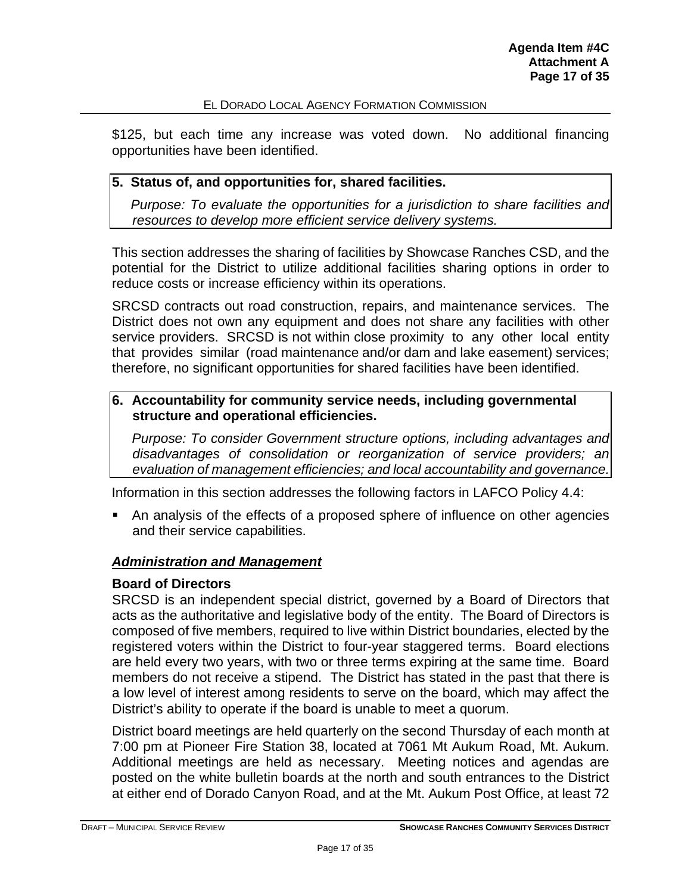$125, but each time any increase was voted down. No additional financing opportunities have been identified.

**5. Status of, and opportunities for, shared facilities.**

*Purpose: To evaluate the opportunities for a jurisdiction to share facilities and resources to develop more efficient service delivery systems.*

This section addresses the sharing of facilities by Showcase Ranches CSD, and the potential for the District to utilize additional facilities sharing options in order to reduce costs or increase efficiency within its operations.

SRCSD contracts out road construction, repairs, and maintenance services. The District does not own any equipment and does not share any facilities with other service providers. SRCSD is not within close proximity to any other local entity that provides similar (road maintenance and/or dam and lake easement) services; therefore, no significant opportunities for shared facilities have been identified.

**6. Accountability for community service needs, including governmental structure and operational efficiencies.**

*Purpose: To consider Government structure options, including advantages and disadvantages of consolidation or reorganization of service providers; an evaluation of management efficiencies; and local accountability and governance.*

Information in this section addresses the following factors in LAFCO Policy 4.4:

- An analysis of the effects of a proposed sphere of influence on other agencies and their service capabilities.

### ***Administration and Management***

#### Board of Directors

SRCSD is an independent special district, governed by a Board of Directors that acts as the authoritative and legislative body of the entity. The Board of Directors is composed of five members, required to live within District boundaries, elected by the registered voters within the District to four-year staggered terms. Board elections are held every two years, with two or three terms expiring at the same time. Board members do not receive a stipend. The District has stated in the past that there is a low level of interest among residents to serve on the board, which may affect the District's ability to operate if the board is unable to meet a quorum.

District board meetings are held quarterly on the second Thursday of each month at 7:00 pm at Pioneer Fire Station 38, located at 7061 Mt Aukum Road, Mt. Aukum. Additional meetings are held as necessary. Meeting notices and agendas are posted on the white bulletin boards at the north and south entrances to the District at either end of Dorado Canyon Road, and at the Mt. Aukum Post Office, at least 72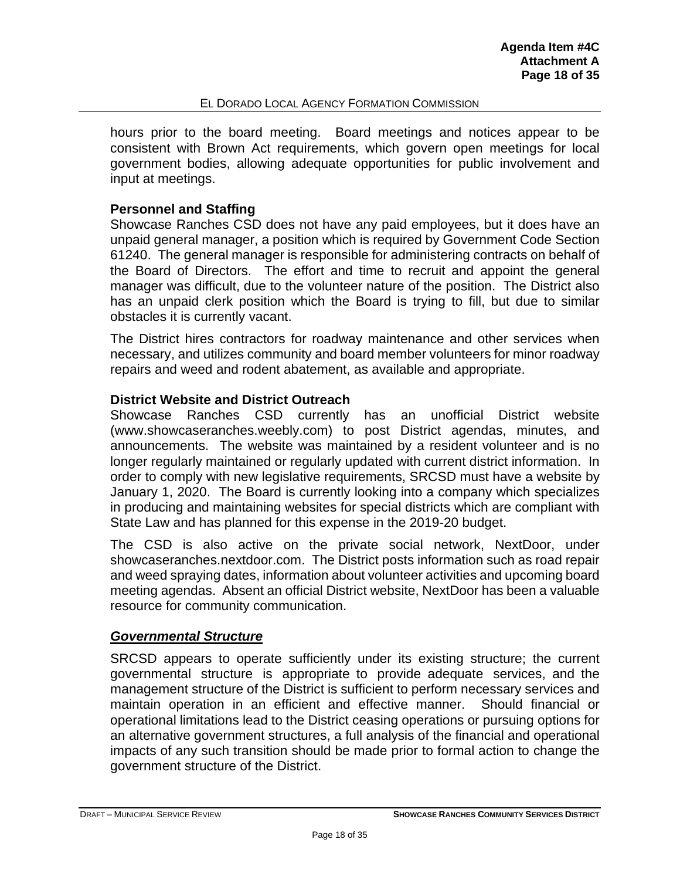hours prior to the board meeting. Board meetings and notices appear to be consistent with Brown Act requirements, which govern open meetings for local government bodies, allowing adequate opportunities for public involvement and input at meetings.

**Personnel and Staffing**

Showcase Ranches CSD does not have any paid employees, but it does have an unpaid general manager, a position which is required by Government Code Section 61240. The general manager is responsible for administering contracts on behalf of the Board of Directors. The effort and time to recruit and appoint the general manager was difficult, due to the volunteer nature of the position. The District also has an unpaid clerk position which the Board is trying to fill, but due to similar obstacles it is currently vacant.

The District hires contractors for roadway maintenance and other services when necessary, and utilizes community and board member volunteers for minor roadway repairs and weed and rodent abatement, as available and appropriate.

**District Website and District Outreach**

Showcase Ranches CSD currently has an unofficial District website (www.showcaseranches.weebly.com) to post District agendas, minutes, and announcements. The website was maintained by a resident volunteer and is no longer regularly maintained or regularly updated with current district information. In order to comply with new legislative requirements, SRCSD must have a website by January 1, 2020. The Board is currently looking into a company which specializes in producing and maintaining websites for special districts which are compliant with State Law and has planned for this expense in the 2019-20 budget.

The CSD is also active on the private social network, NextDoor, under showcaseranches.nextdoor.com. The District posts information such as road repair and weed spraying dates, information about volunteer activities and upcoming board meeting agendas. Absent an official District website, NextDoor has been a valuable resource for community communication.

## ***Governmental Structure***

SRCSD appears to operate sufficiently under its existing structure; the current governmental structure is appropriate to provide adequate services, and the management structure of the District is sufficient to perform necessary services and maintain operation in an efficient and effective manner. Should financial or operational limitations lead to the District ceasing operations or pursuing options for an alternative government structures, a full analysis of the financial and operational impacts of any such transition should be made prior to formal action to change the government structure of the District.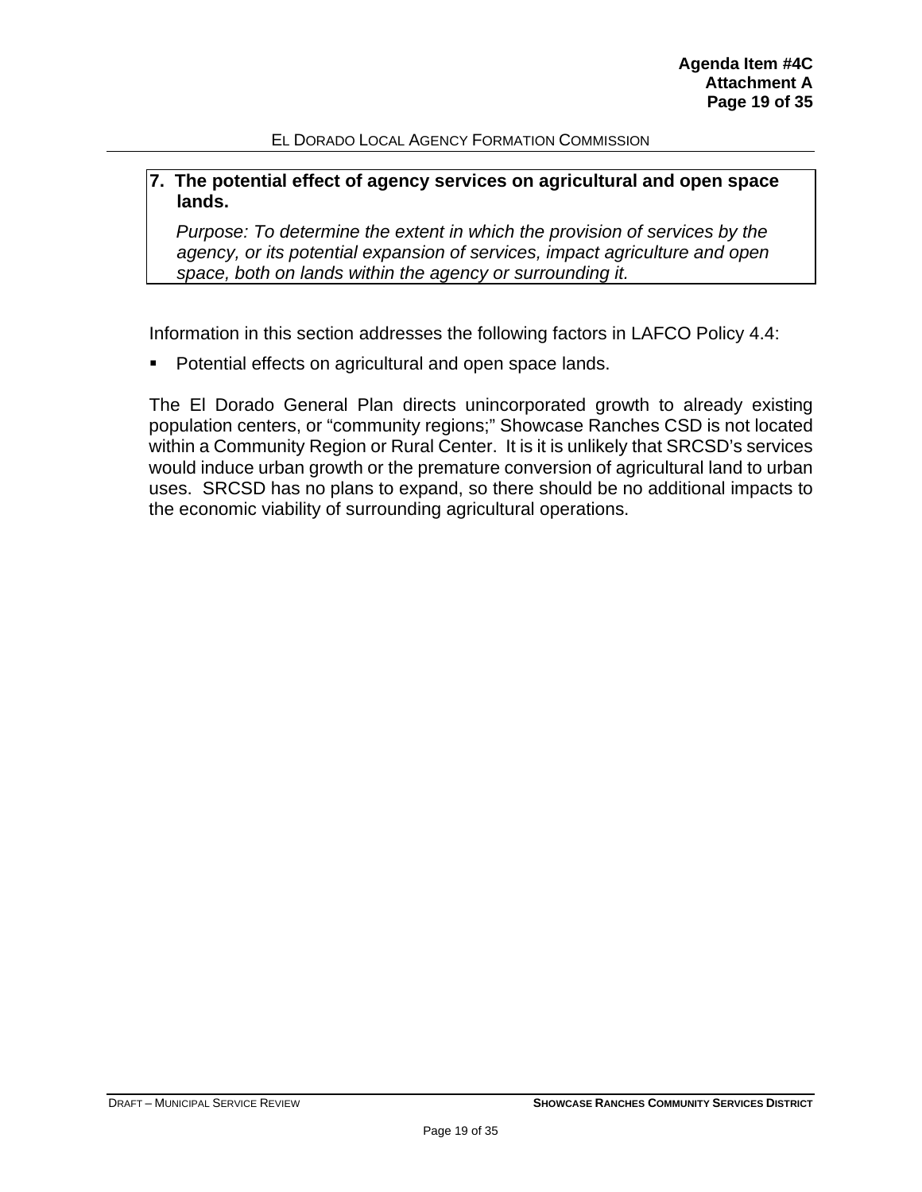## 7. The potential effect of agency services on agricultural and open space lands.

*Purpose: To determine the extent in which the provision of services by the agency, or its potential expansion of services, impact agriculture and open space, both on lands within the agency or surrounding it.*

Information in this section addresses the following factors in LAFCO Policy 4.4:

- Potential effects on agricultural and open space lands.

The El Dorado General Plan directs unincorporated growth to already existing population centers, or "community regions;" Showcase Ranches CSD is not located within a Community Region or Rural Center. It is it is unlikely that SRCSD's services would induce urban growth or the premature conversion of agricultural land to urban uses. SRCSD has no plans to expand, so there should be no additional impacts to the economic viability of surrounding agricultural operations.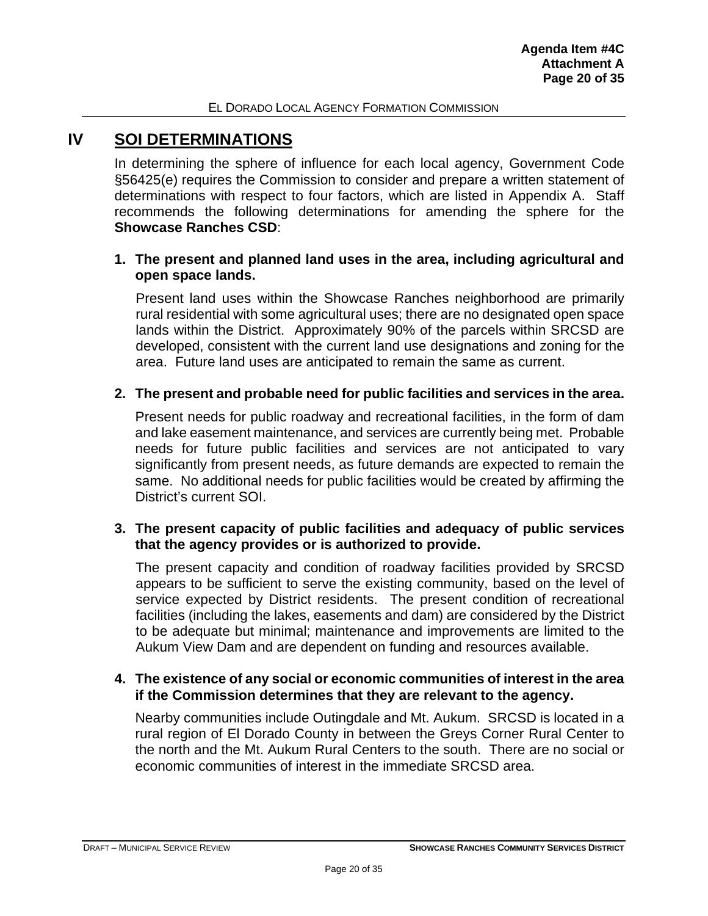# IV SOI DETERMINATIONS

In determining the sphere of influence for each local agency, Government Code §56425(e) requires the Commission to consider and prepare a written statement of determinations with respect to four factors, which are listed in Appendix A. Staff recommends the following determinations for amending the sphere for the **Showcase Ranches CSD**:

1. **The present and planned land uses in the area, including agricultural and open space lands.**

   Present land uses within the Showcase Ranches neighborhood are primarily rural residential with some agricultural uses; there are no designated open space lands within the District. Approximately 90% of the parcels within SRCSD are developed, consistent with the current land use designations and zoning for the area. Future land uses are anticipated to remain the same as current.

2. **The present and probable need for public facilities and services in the area.**

   Present needs for public roadway and recreational facilities, in the form of dam and lake easement maintenance, and services are currently being met. Probable needs for future public facilities and services are not anticipated to vary significantly from present needs, as future demands are expected to remain the same. No additional needs for public facilities would be created by affirming the District's current SOI.

3. **The present capacity of public facilities and adequacy of public services that the agency provides or is authorized to provide.**

   The present capacity and condition of roadway facilities provided by SRCSD appears to be sufficient to serve the existing community, based on the level of service expected by District residents. The present condition of recreational facilities (including the lakes, easements and dam) are considered by the District to be adequate but minimal; maintenance and improvements are limited to the Aukum View Dam and are dependent on funding and resources available.

4. **The existence of any social or economic communities of interest in the area if the Commission determines that they are relevant to the agency.**

   Nearby communities include Outingdale and Mt. Aukum. SRCSD is located in a rural region of El Dorado County in between the Greys Corner Rural Center to the north and the Mt. Aukum Rural Centers to the south. There are no social or economic communities of interest in the immediate SRCSD area.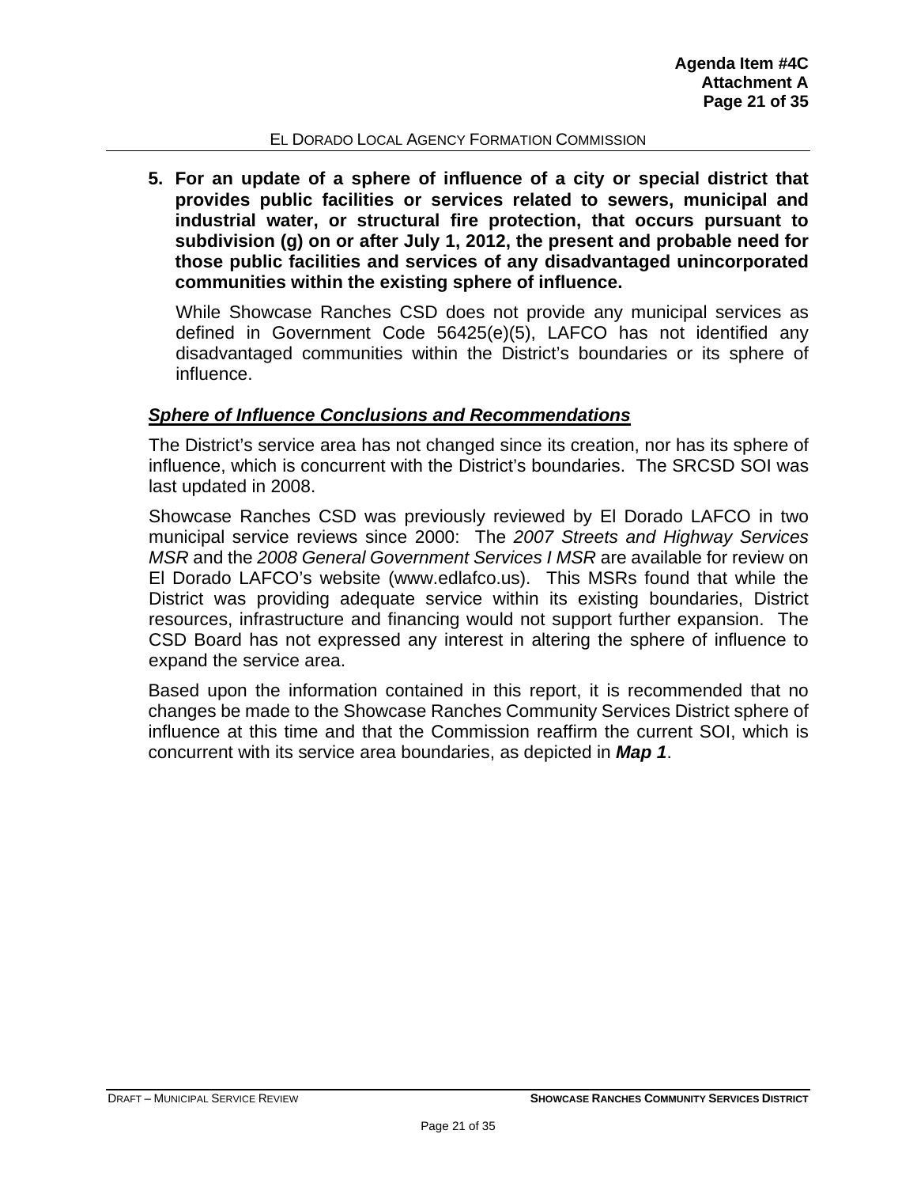**5. For an update of a sphere of influence of a city or special district that provides public facilities or services related to sewers, municipal and industrial water, or structural fire protection, that occurs pursuant to subdivision (g) on or after July 1, 2012, the present and probable need for those public facilities and services of any disadvantaged unincorporated communities within the existing sphere of influence.**

While Showcase Ranches CSD does not provide any municipal services as defined in Government Code 56425(e)(5), LAFCO has not identified any disadvantaged communities within the District's boundaries or its sphere of influence.

### ***Sphere of Influence Conclusions and Recommendations***

The District's service area has not changed since its creation, nor has its sphere of influence, which is concurrent with the District's boundaries. The SRCSD SOI was last updated in 2008.

Showcase Ranches CSD was previously reviewed by El Dorado LAFCO in two municipal service reviews since 2000: The *2007 Streets and Highway Services MSR* and the *2008 General Government Services I MSR* are available for review on El Dorado LAFCO's website (www.edlafco.us). This MSRs found that while the District was providing adequate service within its existing boundaries, District resources, infrastructure and financing would not support further expansion. The CSD Board has not expressed any interest in altering the sphere of influence to expand the service area.

Based upon the information contained in this report, it is recommended that no changes be made to the Showcase Ranches Community Services District sphere of influence at this time and that the Commission reaffirm the current SOI, which is concurrent with its service area boundaries, as depicted in ***Map 1***.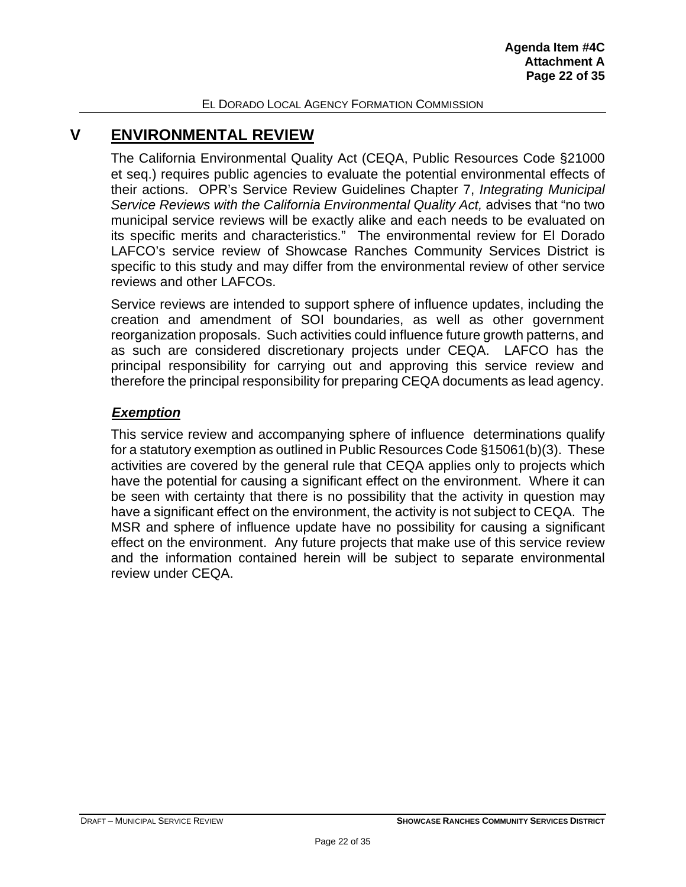# V ENVIRONMENTAL REVIEW

The California Environmental Quality Act (CEQA, Public Resources Code §21000 et seq.) requires public agencies to evaluate the potential environmental effects of their actions. OPR's Service Review Guidelines Chapter 7, *Integrating Municipal Service Reviews with the California Environmental Quality Act,* advises that "no two municipal service reviews will be exactly alike and each needs to be evaluated on its specific merits and characteristics." The environmental review for El Dorado LAFCO's service review of Showcase Ranches Community Services District is specific to this study and may differ from the environmental review of other service reviews and other LAFCOs.

Service reviews are intended to support sphere of influence updates, including the creation and amendment of SOI boundaries, as well as other government reorganization proposals. Such activities could influence future growth patterns, and as such are considered discretionary projects under CEQA. LAFCO has the principal responsibility for carrying out and approving this service review and therefore the principal responsibility for preparing CEQA documents as lead agency.

### ***Exemption***

This service review and accompanying sphere of influence determinations qualify for a statutory exemption as outlined in Public Resources Code §15061(b)(3). These activities are covered by the general rule that CEQA applies only to projects which have the potential for causing a significant effect on the environment. Where it can be seen with certainty that there is no possibility that the activity in question may have a significant effect on the environment, the activity is not subject to CEQA. The MSR and sphere of influence update have no possibility for causing a significant effect on the environment. Any future projects that make use of this service review and the information contained herein will be subject to separate environmental review under CEQA.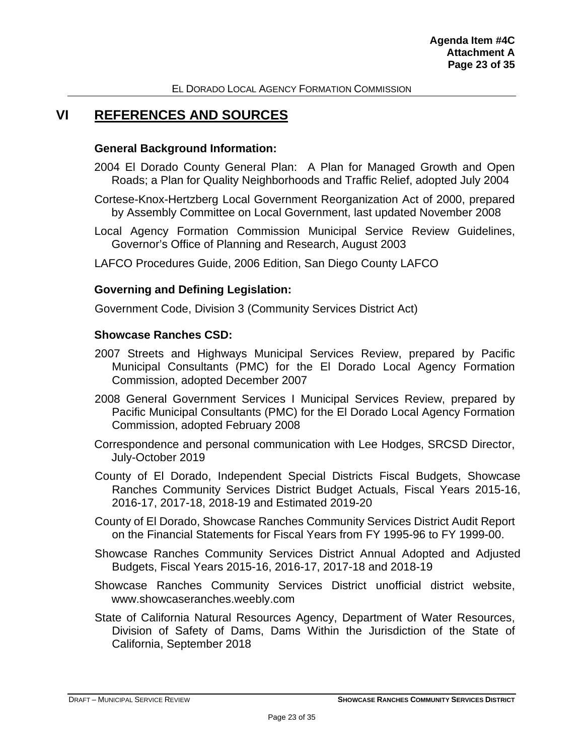# VI REFERENCES AND SOURCES

### General Background Information:

2004 El Dorado County General Plan: A Plan for Managed Growth and Open Roads; a Plan for Quality Neighborhoods and Traffic Relief, adopted July 2004

Cortese-Knox-Hertzberg Local Government Reorganization Act of 2000, prepared by Assembly Committee on Local Government, last updated November 2008

Local Agency Formation Commission Municipal Service Review Guidelines, Governor's Office of Planning and Research, August 2003

LAFCO Procedures Guide, 2006 Edition, San Diego County LAFCO

### Governing and Defining Legislation:

Government Code, Division 3 (Community Services District Act)

### Showcase Ranches CSD:

2007 Streets and Highways Municipal Services Review, prepared by Pacific Municipal Consultants (PMC) for the El Dorado Local Agency Formation Commission, adopted December 2007

2008 General Government Services I Municipal Services Review, prepared by Pacific Municipal Consultants (PMC) for the El Dorado Local Agency Formation Commission, adopted February 2008

Correspondence and personal communication with Lee Hodges, SRCSD Director, July-October 2019

County of El Dorado, Independent Special Districts Fiscal Budgets, Showcase Ranches Community Services District Budget Actuals, Fiscal Years 2015-16, 2016-17, 2017-18, 2018-19 and Estimated 2019-20

County of El Dorado, Showcase Ranches Community Services District Audit Report on the Financial Statements for Fiscal Years from FY 1995-96 to FY 1999-00.

Showcase Ranches Community Services District Annual Adopted and Adjusted Budgets, Fiscal Years 2015-16, 2016-17, 2017-18 and 2018-19

Showcase Ranches Community Services District unofficial district website, www.showcaseranches.weebly.com

State of California Natural Resources Agency, Department of Water Resources, Division of Safety of Dams, Dams Within the Jurisdiction of the State of California, September 2018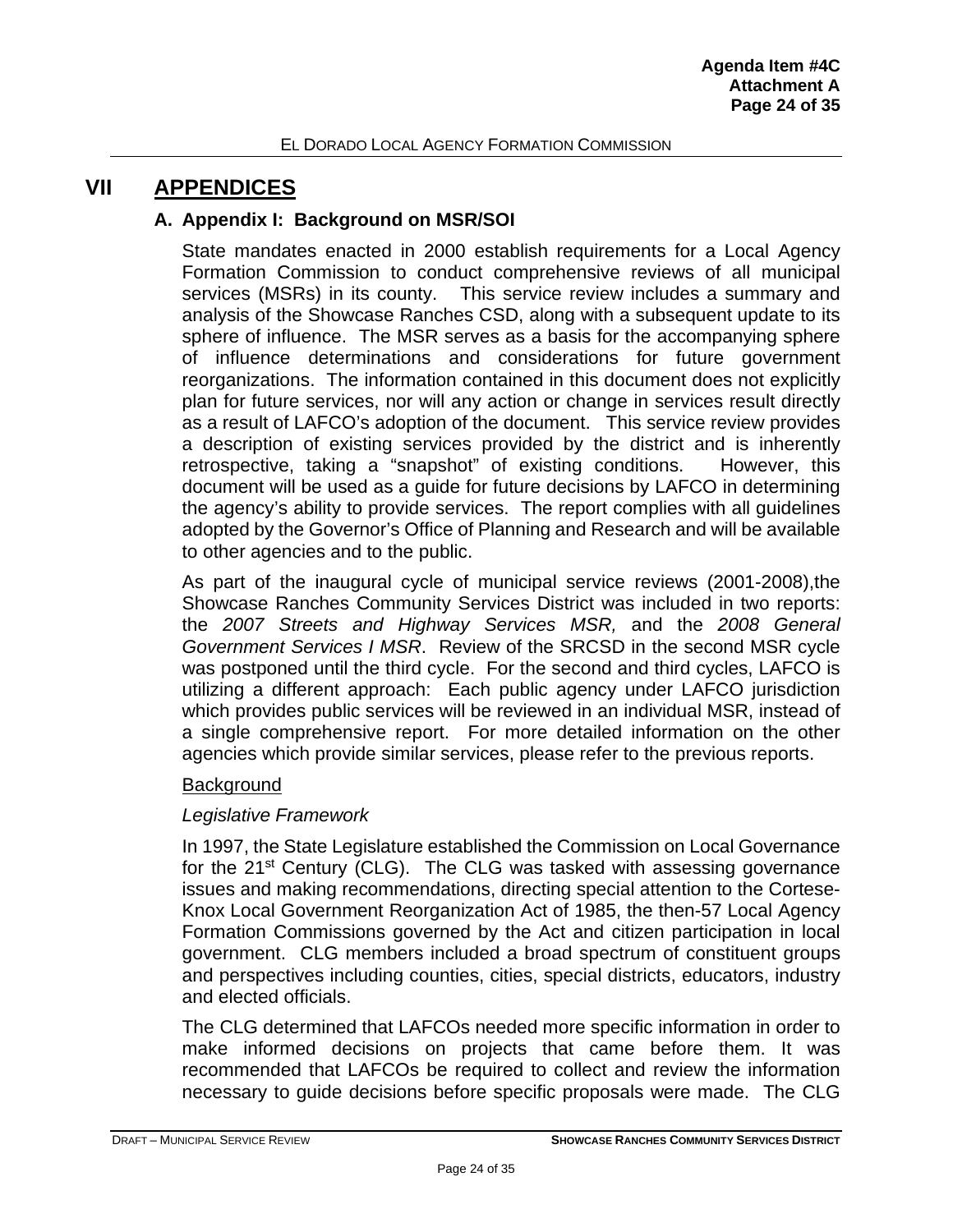# VII APPENDICES

## A. Appendix I: Background on MSR/SOI

State mandates enacted in 2000 establish requirements for a Local Agency Formation Commission to conduct comprehensive reviews of all municipal services (MSRs) in its county. This service review includes a summary and analysis of the Showcase Ranches CSD, along with a subsequent update to its sphere of influence. The MSR serves as a basis for the accompanying sphere of influence determinations and considerations for future government reorganizations. The information contained in this document does not explicitly plan for future services, nor will any action or change in services result directly as a result of LAFCO's adoption of the document. This service review provides a description of existing services provided by the district and is inherently retrospective, taking a "snapshot" of existing conditions. However, this document will be used as a guide for future decisions by LAFCO in determining the agency's ability to provide services. The report complies with all guidelines adopted by the Governor's Office of Planning and Research and will be available to other agencies and to the public.

As part of the inaugural cycle of municipal service reviews (2001-2008),the Showcase Ranches Community Services District was included in two reports: the *2007 Streets and Highway Services MSR,* and the *2008 General Government Services I MSR*. Review of the SRCSD in the second MSR cycle was postponed until the third cycle. For the second and third cycles, LAFCO is utilizing a different approach: Each public agency under LAFCO jurisdiction which provides public services will be reviewed in an individual MSR, instead of a single comprehensive report. For more detailed information on the other agencies which provide similar services, please refer to the previous reports.

<u>Background</u>

*Legislative Framework*

In 1997, the State Legislature established the Commission on Local Governance for the 21st Century (CLG). The CLG was tasked with assessing governance issues and making recommendations, directing special attention to the Cortese-Knox Local Government Reorganization Act of 1985, the then-57 Local Agency Formation Commissions governed by the Act and citizen participation in local government. CLG members included a broad spectrum of constituent groups and perspectives including counties, cities, special districts, educators, industry and elected officials.

The CLG determined that LAFCOs needed more specific information in order to make informed decisions on projects that came before them. It was recommended that LAFCOs be required to collect and review the information necessary to guide decisions before specific proposals were made. The CLG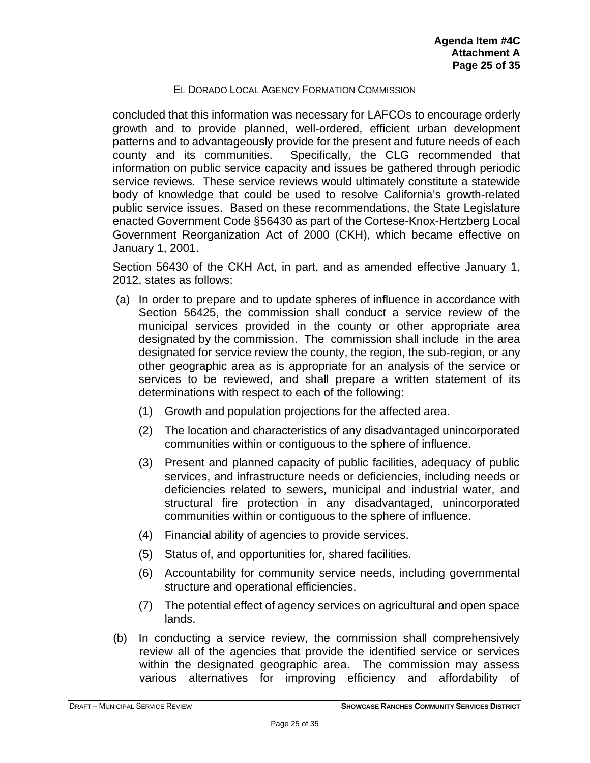concluded that this information was necessary for LAFCOs to encourage orderly growth and to provide planned, well-ordered, efficient urban development patterns and to advantageously provide for the present and future needs of each county and its communities. Specifically, the CLG recommended that information on public service capacity and issues be gathered through periodic service reviews. These service reviews would ultimately constitute a statewide body of knowledge that could be used to resolve California's growth-related public service issues. Based on these recommendations, the State Legislature enacted Government Code §56430 as part of the Cortese-Knox-Hertzberg Local Government Reorganization Act of 2000 (CKH), which became effective on January 1, 2001.

Section 56430 of the CKH Act, in part, and as amended effective January 1, 2012, states as follows:

(a) In order to prepare and to update spheres of influence in accordance with Section 56425, the commission shall conduct a service review of the municipal services provided in the county or other appropriate area designated by the commission. The commission shall include in the area designated for service review the county, the region, the sub-region, or any other geographic area as is appropriate for an analysis of the service or services to be reviewed, and shall prepare a written statement of its determinations with respect to each of the following:

   (1) Growth and population projections for the affected area.

   (2) The location and characteristics of any disadvantaged unincorporated communities within or contiguous to the sphere of influence.

   (3) Present and planned capacity of public facilities, adequacy of public services, and infrastructure needs or deficiencies, including needs or deficiencies related to sewers, municipal and industrial water, and structural fire protection in any disadvantaged, unincorporated communities within or contiguous to the sphere of influence.

   (4) Financial ability of agencies to provide services.

   (5) Status of, and opportunities for, shared facilities.

   (6) Accountability for community service needs, including governmental structure and operational efficiencies.

   (7) The potential effect of agency services on agricultural and open space lands.

(b) In conducting a service review, the commission shall comprehensively review all of the agencies that provide the identified service or services within the designated geographic area. The commission may assess various alternatives for improving efficiency and affordability of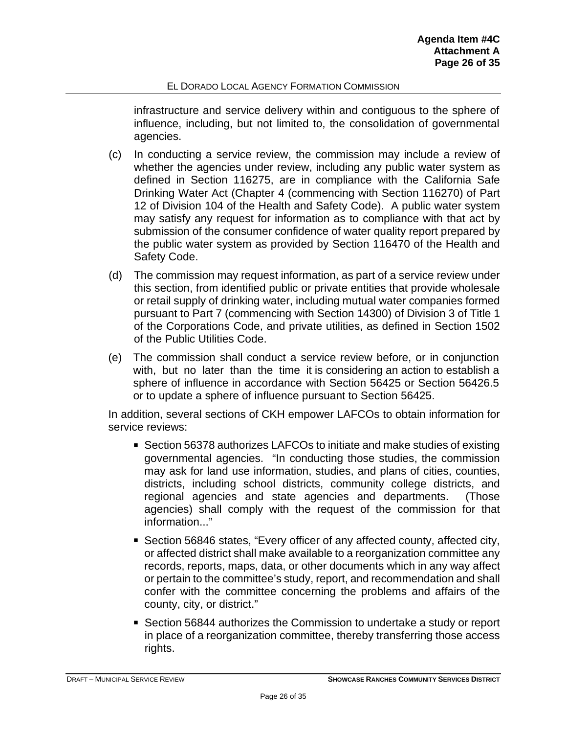infrastructure and service delivery within and contiguous to the sphere of influence, including, but not limited to, the consolidation of governmental agencies.

(c) In conducting a service review, the commission may include a review of whether the agencies under review, including any public water system as defined in Section 116275, are in compliance with the California Safe Drinking Water Act (Chapter 4 (commencing with Section 116270) of Part 12 of Division 104 of the Health and Safety Code). A public water system may satisfy any request for information as to compliance with that act by submission of the consumer confidence of water quality report prepared by the public water system as provided by Section 116470 of the Health and Safety Code.

(d) The commission may request information, as part of a service review under this section, from identified public or private entities that provide wholesale or retail supply of drinking water, including mutual water companies formed pursuant to Part 7 (commencing with Section 14300) of Division 3 of Title 1 of the Corporations Code, and private utilities, as defined in Section 1502 of the Public Utilities Code.

(e) The commission shall conduct a service review before, or in conjunction with, but no later than the time it is considering an action to establish a sphere of influence in accordance with Section 56425 or Section 56426.5 or to update a sphere of influence pursuant to Section 56425.

In addition, several sections of CKH empower LAFCOs to obtain information for service reviews:

- Section 56378 authorizes LAFCOs to initiate and make studies of existing governmental agencies. "In conducting those studies, the commission may ask for land use information, studies, and plans of cities, counties, districts, including school districts, community college districts, and regional agencies and state agencies and departments. (Those agencies) shall comply with the request of the commission for that information..."
- Section 56846 states, "Every officer of any affected county, affected city, or affected district shall make available to a reorganization committee any records, reports, maps, data, or other documents which in any way affect or pertain to the committee's study, report, and recommendation and shall confer with the committee concerning the problems and affairs of the county, city, or district."
- Section 56844 authorizes the Commission to undertake a study or report in place of a reorganization committee, thereby transferring those access rights.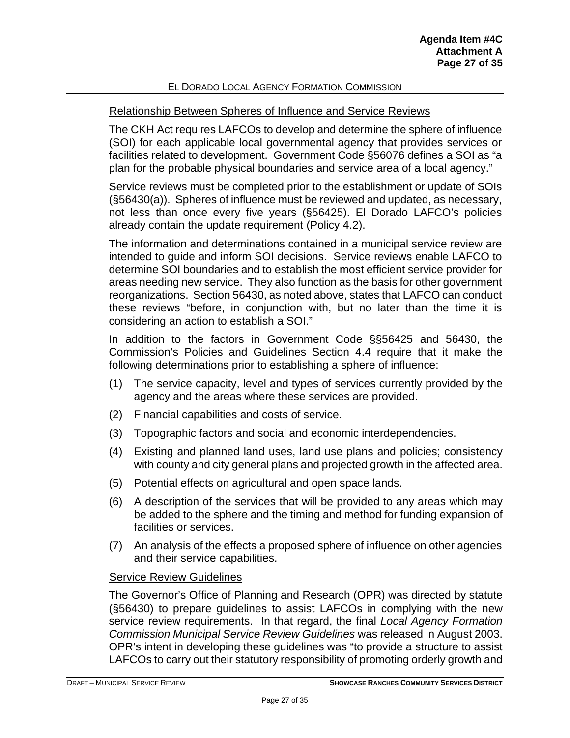## Relationship Between Spheres of Influence and Service Reviews

The CKH Act requires LAFCOs to develop and determine the sphere of influence (SOI) for each applicable local governmental agency that provides services or facilities related to development. Government Code §56076 defines a SOI as "a plan for the probable physical boundaries and service area of a local agency."

Service reviews must be completed prior to the establishment or update of SOIs (§56430(a)). Spheres of influence must be reviewed and updated, as necessary, not less than once every five years (§56425). El Dorado LAFCO's policies already contain the update requirement (Policy 4.2).

The information and determinations contained in a municipal service review are intended to guide and inform SOI decisions. Service reviews enable LAFCO to determine SOI boundaries and to establish the most efficient service provider for areas needing new service. They also function as the basis for other government reorganizations. Section 56430, as noted above, states that LAFCO can conduct these reviews "before, in conjunction with, but no later than the time it is considering an action to establish a SOI."

In addition to the factors in Government Code §§56425 and 56430, the Commission's Policies and Guidelines Section 4.4 require that it make the following determinations prior to establishing a sphere of influence:

(1) The service capacity, level and types of services currently provided by the agency and the areas where these services are provided.

(2) Financial capabilities and costs of service.

(3) Topographic factors and social and economic interdependencies.

(4) Existing and planned land uses, land use plans and policies; consistency with county and city general plans and projected growth in the affected area.

(5) Potential effects on agricultural and open space lands.

(6) A description of the services that will be provided to any areas which may be added to the sphere and the timing and method for funding expansion of facilities or services.

(7) An analysis of the effects a proposed sphere of influence on other agencies and their service capabilities.

## Service Review Guidelines

The Governor's Office of Planning and Research (OPR) was directed by statute (§56430) to prepare guidelines to assist LAFCOs in complying with the new service review requirements. In that regard, the final *Local Agency Formation Commission Municipal Service Review Guidelines* was released in August 2003. OPR's intent in developing these guidelines was "to provide a structure to assist LAFCOs to carry out their statutory responsibility of promoting orderly growth and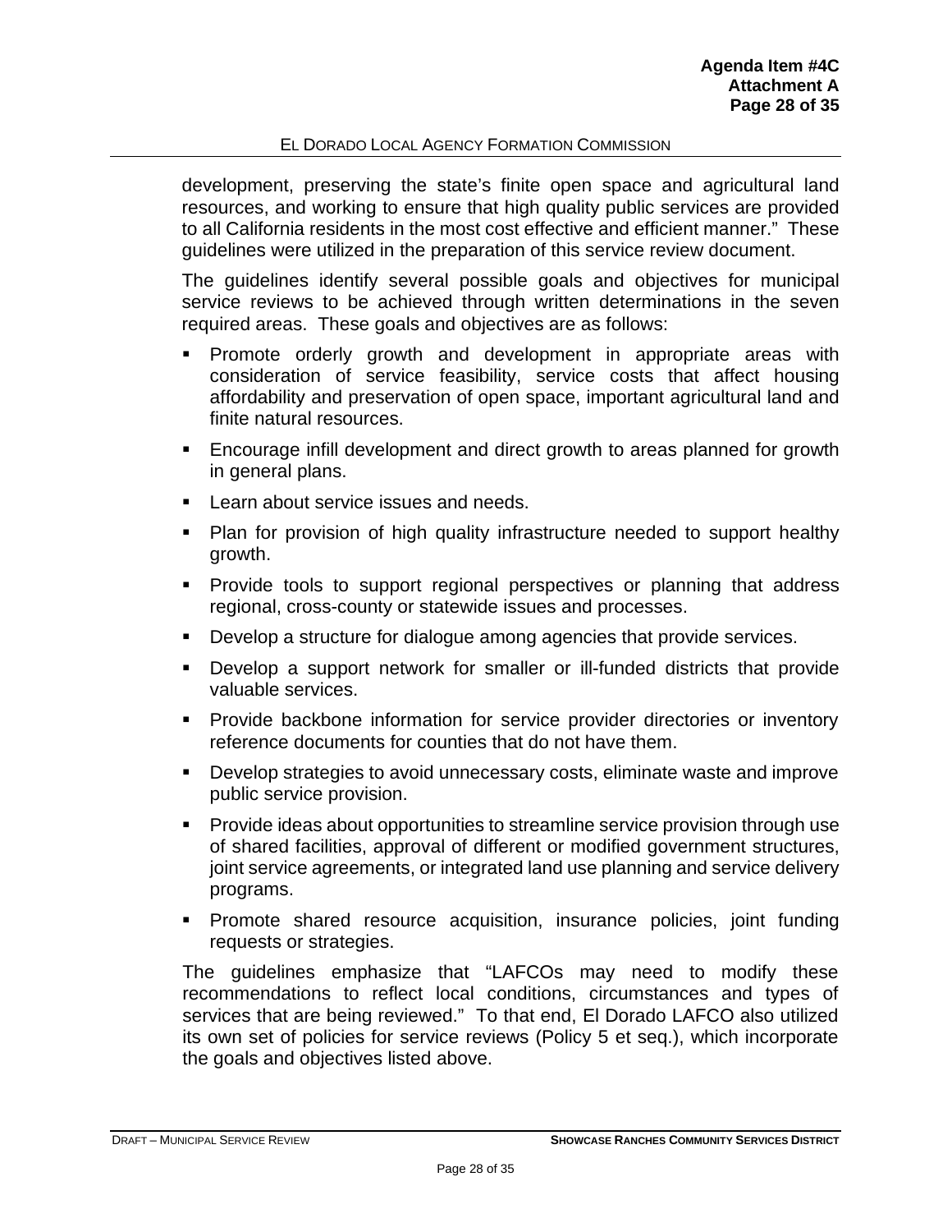development, preserving the state's finite open space and agricultural land resources, and working to ensure that high quality public services are provided to all California residents in the most cost effective and efficient manner." These guidelines were utilized in the preparation of this service review document.

The guidelines identify several possible goals and objectives for municipal service reviews to be achieved through written determinations in the seven required areas. These goals and objectives are as follows:

- Promote orderly growth and development in appropriate areas with consideration of service feasibility, service costs that affect housing affordability and preservation of open space, important agricultural land and finite natural resources.
- Encourage infill development and direct growth to areas planned for growth in general plans.
- Learn about service issues and needs.
- Plan for provision of high quality infrastructure needed to support healthy growth.
- Provide tools to support regional perspectives or planning that address regional, cross-county or statewide issues and processes.
- Develop a structure for dialogue among agencies that provide services.
- Develop a support network for smaller or ill-funded districts that provide valuable services.
- Provide backbone information for service provider directories or inventory reference documents for counties that do not have them.
- Develop strategies to avoid unnecessary costs, eliminate waste and improve public service provision.
- Provide ideas about opportunities to streamline service provision through use of shared facilities, approval of different or modified government structures, joint service agreements, or integrated land use planning and service delivery programs.
- Promote shared resource acquisition, insurance policies, joint funding requests or strategies.

The guidelines emphasize that "LAFCOs may need to modify these recommendations to reflect local conditions, circumstances and types of services that are being reviewed." To that end, El Dorado LAFCO also utilized its own set of policies for service reviews (Policy 5 et seq.), which incorporate the goals and objectives listed above.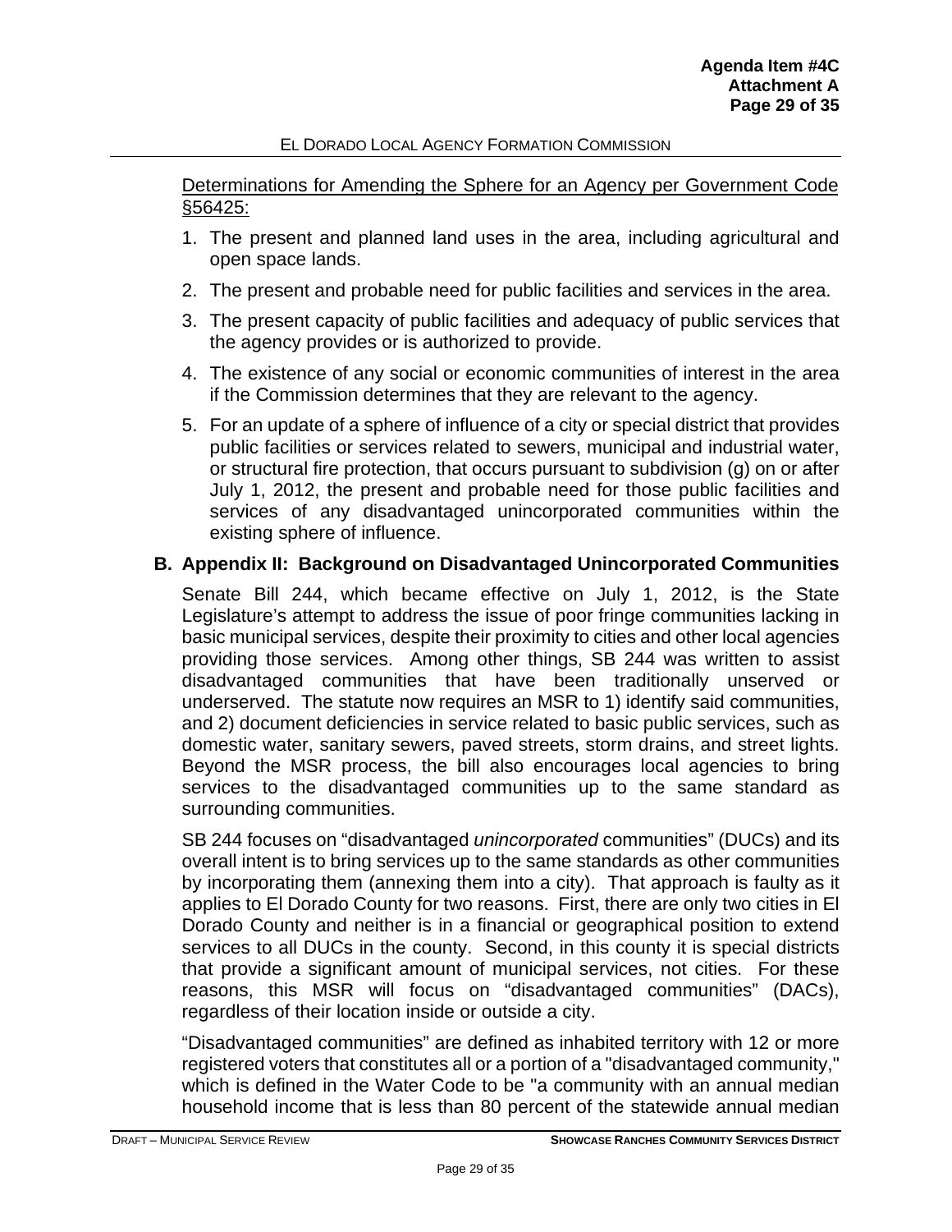<u>Determinations for Amending the Sphere for an Agency per Government Code §56425:</u>

1. The present and planned land uses in the area, including agricultural and open space lands.
2. The present and probable need for public facilities and services in the area.
3. The present capacity of public facilities and adequacy of public services that the agency provides or is authorized to provide.
4. The existence of any social or economic communities of interest in the area if the Commission determines that they are relevant to the agency.
5. For an update of a sphere of influence of a city or special district that provides public facilities or services related to sewers, municipal and industrial water, or structural fire protection, that occurs pursuant to subdivision (g) on or after July 1, 2012, the present and probable need for those public facilities and services of any disadvantaged unincorporated communities within the existing sphere of influence.

### B. Appendix II: Background on Disadvantaged Unincorporated Communities

Senate Bill 244, which became effective on July 1, 2012, is the State Legislature's attempt to address the issue of poor fringe communities lacking in basic municipal services, despite their proximity to cities and other local agencies providing those services. Among other things, SB 244 was written to assist disadvantaged communities that have been traditionally unserved or underserved. The statute now requires an MSR to 1) identify said communities, and 2) document deficiencies in service related to basic public services, such as domestic water, sanitary sewers, paved streets, storm drains, and street lights. Beyond the MSR process, the bill also encourages local agencies to bring services to the disadvantaged communities up to the same standard as surrounding communities.

SB 244 focuses on "disadvantaged *unincorporated* communities" (DUCs) and its overall intent is to bring services up to the same standards as other communities by incorporating them (annexing them into a city). That approach is faulty as it applies to El Dorado County for two reasons. First, there are only two cities in El Dorado County and neither is in a financial or geographical position to extend services to all DUCs in the county. Second, in this county it is special districts that provide a significant amount of municipal services, not cities. For these reasons, this MSR will focus on "disadvantaged communities" (DACs), regardless of their location inside or outside a city.

"Disadvantaged communities" are defined as inhabited territory with 12 or more registered voters that constitutes all or a portion of a "disadvantaged community," which is defined in the Water Code to be "a community with an annual median household income that is less than 80 percent of the statewide annual median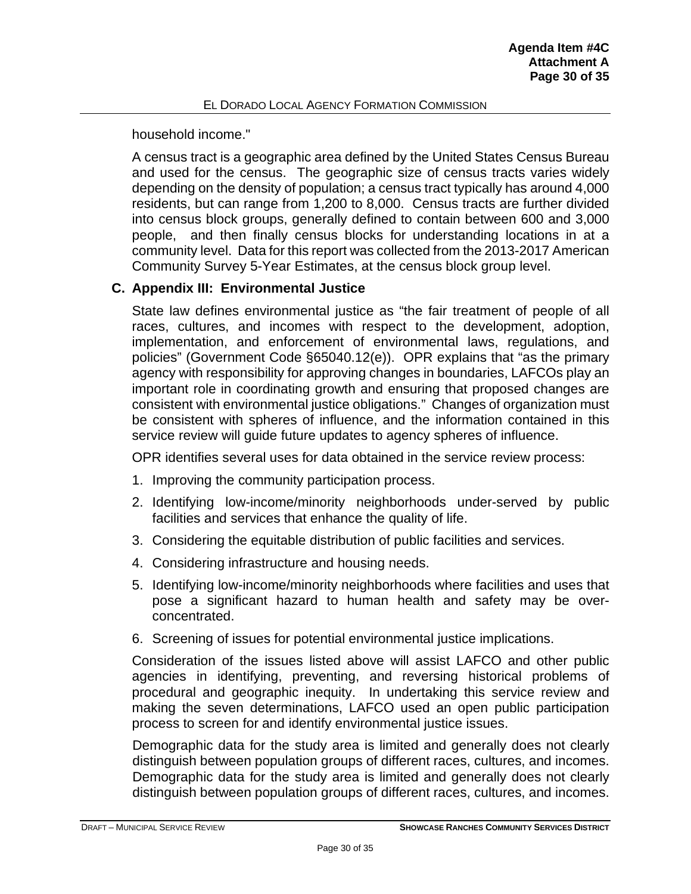household income."

A census tract is a geographic area defined by the United States Census Bureau and used for the census. The geographic size of census tracts varies widely depending on the density of population; a census tract typically has around 4,000 residents, but can range from 1,200 to 8,000. Census tracts are further divided into census block groups, generally defined to contain between 600 and 3,000 people, and then finally census blocks for understanding locations in at a community level. Data for this report was collected from the 2013-2017 American Community Survey 5-Year Estimates, at the census block group level.

## C. Appendix III: Environmental Justice

State law defines environmental justice as "the fair treatment of people of all races, cultures, and incomes with respect to the development, adoption, implementation, and enforcement of environmental laws, regulations, and policies" (Government Code §65040.12(e)). OPR explains that "as the primary agency with responsibility for approving changes in boundaries, LAFCOs play an important role in coordinating growth and ensuring that proposed changes are consistent with environmental justice obligations." Changes of organization must be consistent with spheres of influence, and the information contained in this service review will guide future updates to agency spheres of influence.

OPR identifies several uses for data obtained in the service review process:

1. Improving the community participation process.
2. Identifying low-income/minority neighborhoods under-served by public facilities and services that enhance the quality of life.
3. Considering the equitable distribution of public facilities and services.
4. Considering infrastructure and housing needs.
5. Identifying low-income/minority neighborhoods where facilities and uses that pose a significant hazard to human health and safety may be over-concentrated.
6. Screening of issues for potential environmental justice implications.

Consideration of the issues listed above will assist LAFCO and other public agencies in identifying, preventing, and reversing historical problems of procedural and geographic inequity. In undertaking this service review and making the seven determinations, LAFCO used an open public participation process to screen for and identify environmental justice issues.

Demographic data for the study area is limited and generally does not clearly distinguish between population groups of different races, cultures, and incomes. Demographic data for the study area is limited and generally does not clearly distinguish between population groups of different races, cultures, and incomes.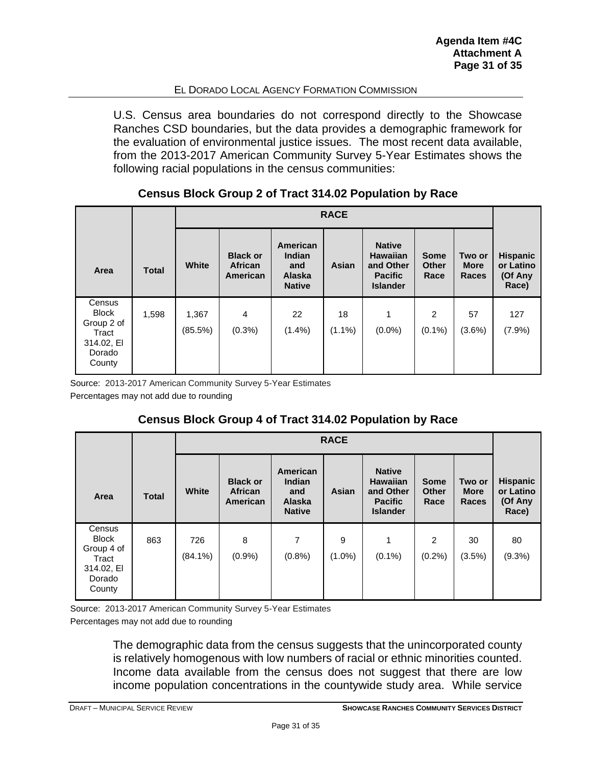U.S. Census area boundaries do not correspond directly to the Showcase Ranches CSD boundaries, but the data provides a demographic framework for the evaluation of environmental justice issues. The most recent data available, from the 2013-2017 American Community Survey 5-Year Estimates shows the following racial populations in the census communities:

**Census Block Group 2 of Tract 314.02 Population by Race**

| | | RACE | | | | | | | |
|---|---|---|---|---|---|---|---|---|---|
| **Area** | **Total** | **White** | **Black or African American** | **American Indian and Alaska Native** | **Asian** | **Native Hawaiian and Other Pacific Islander** | **Some Other Race** | **Two or More Races** | **Hispanic or Latino (Of Any Race)** |
| Census Block Group 2 of Tract 314.02, El Dorado County | 1,598 | 1,367 (85.5%) | 4 (0.3%) | 22 (1.4%) | 18 (1.1%) | 1 (0.0%) | 2 (0.1%) | 57 (3.6%) | 127 (7.9%) |

Source: 2013-2017 American Community Survey 5-Year Estimates
Percentages may not add due to rounding

**Census Block Group 4 of Tract 314.02 Population by Race**

| | | RACE | | | | | | | |
|---|---|---|---|---|---|---|---|---|---|
| **Area** | **Total** | **White** | **Black or African American** | **American Indian and Alaska Native** | **Asian** | **Native Hawaiian and Other Pacific Islander** | **Some Other Race** | **Two or More Races** | **Hispanic or Latino (Of Any Race)** |
| Census Block Group 4 of Tract 314.02, El Dorado County | 863 | 726 (84.1%) | 8 (0.9%) | 7 (0.8%) | 9 (1.0%) | 1 (0.1%) | 2 (0.2%) | 30 (3.5%) | 80 (9.3%) |

Source: 2013-2017 American Community Survey 5-Year Estimates
Percentages may not add due to rounding

The demographic data from the census suggests that the unincorporated county is relatively homogenous with low numbers of racial or ethnic minorities counted. Income data available from the census does not suggest that there are low income population concentrations in the countywide study area. While service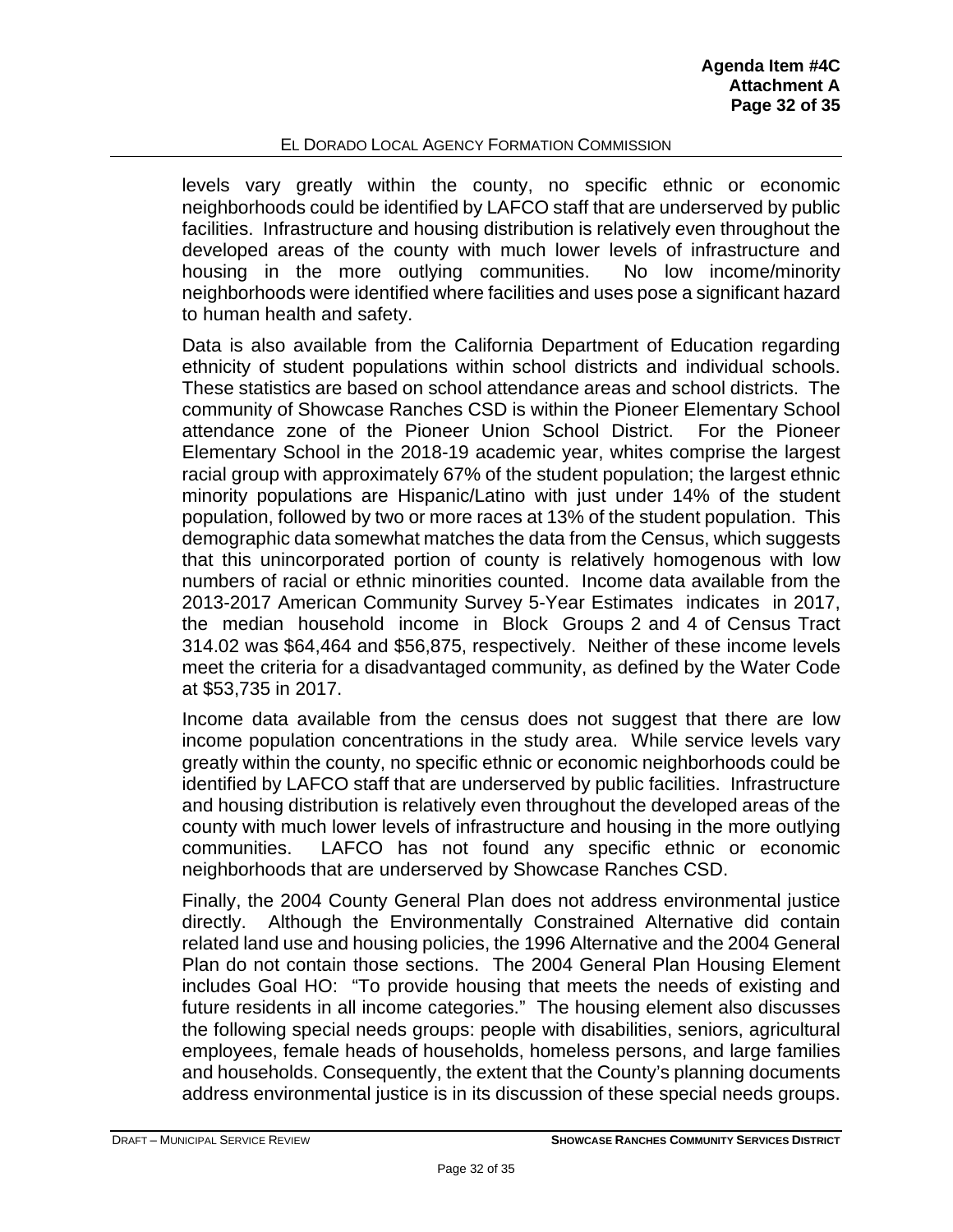levels vary greatly within the county, no specific ethnic or economic neighborhoods could be identified by LAFCO staff that are underserved by public facilities. Infrastructure and housing distribution is relatively even throughout the developed areas of the county with much lower levels of infrastructure and housing in the more outlying communities. No low income/minority neighborhoods were identified where facilities and uses pose a significant hazard to human health and safety.

Data is also available from the California Department of Education regarding ethnicity of student populations within school districts and individual schools. These statistics are based on school attendance areas and school districts. The community of Showcase Ranches CSD is within the Pioneer Elementary School attendance zone of the Pioneer Union School District. For the Pioneer Elementary School in the 2018-19 academic year, whites comprise the largest racial group with approximately 67% of the student population; the largest ethnic minority populations are Hispanic/Latino with just under 14% of the student population, followed by two or more races at 13% of the student population. This demographic data somewhat matches the data from the Census, which suggests that this unincorporated portion of county is relatively homogenous with low numbers of racial or ethnic minorities counted. Income data available from the 2013-2017 American Community Survey 5-Year Estimates indicates in 2017, the median household income in Block Groups 2 and 4 of Census Tract 314.02 was $64,464 and $56,875, respectively. Neither of these income levels meet the criteria for a disadvantaged community, as defined by the Water Code at $53,735 in 2017.

Income data available from the census does not suggest that there are low income population concentrations in the study area. While service levels vary greatly within the county, no specific ethnic or economic neighborhoods could be identified by LAFCO staff that are underserved by public facilities. Infrastructure and housing distribution is relatively even throughout the developed areas of the county with much lower levels of infrastructure and housing in the more outlying communities. LAFCO has not found any specific ethnic or economic neighborhoods that are underserved by Showcase Ranches CSD.

Finally, the 2004 County General Plan does not address environmental justice directly. Although the Environmentally Constrained Alternative did contain related land use and housing policies, the 1996 Alternative and the 2004 General Plan do not contain those sections. The 2004 General Plan Housing Element includes Goal HO: "To provide housing that meets the needs of existing and future residents in all income categories." The housing element also discusses the following special needs groups: people with disabilities, seniors, agricultural employees, female heads of households, homeless persons, and large families and households. Consequently, the extent that the County's planning documents address environmental justice is in its discussion of these special needs groups.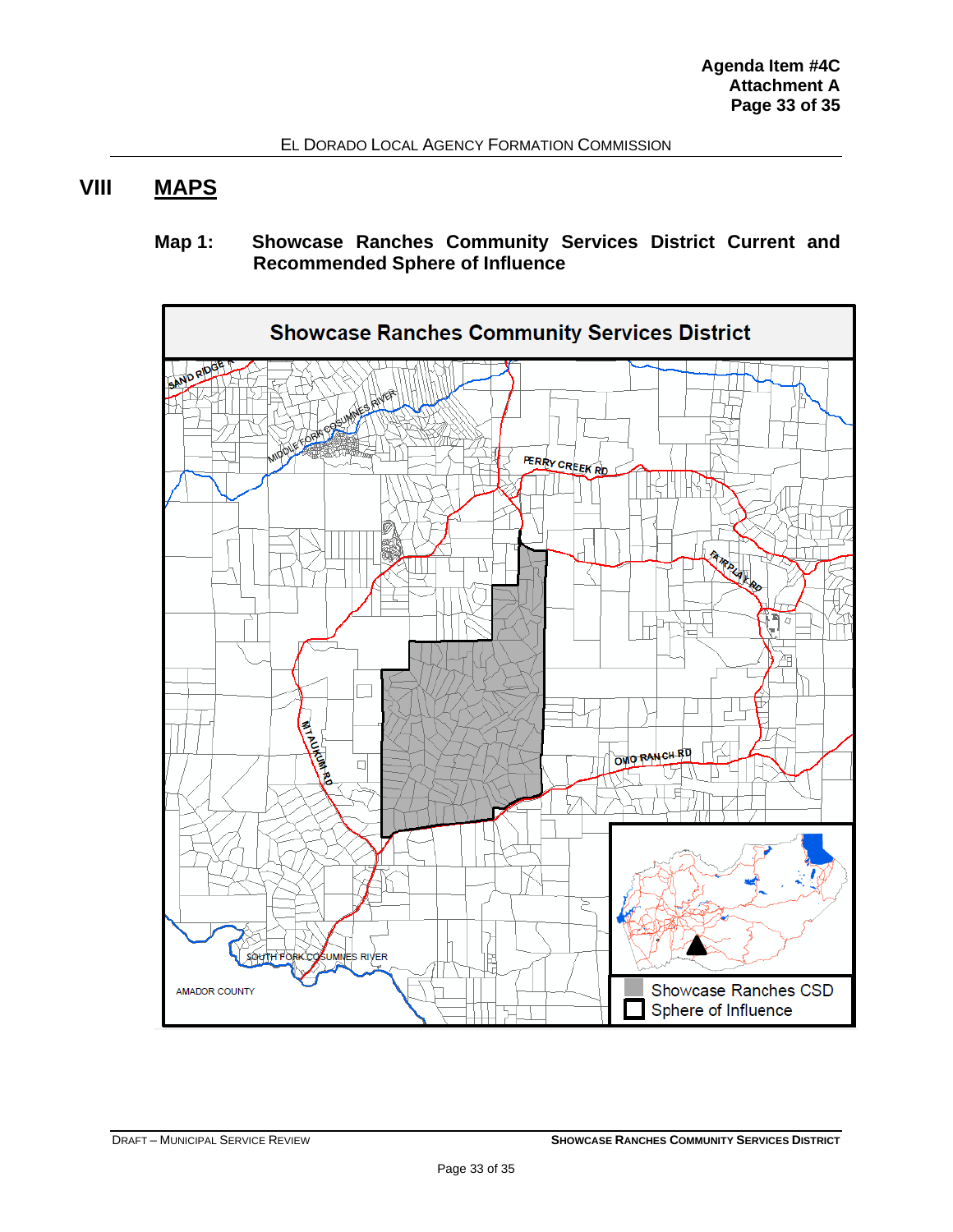# VIII MAPS

**Map 1: Showcase Ranches Community Services District Current and Recommended Sphere of Influence**

Showcase Ranches Community Services District

SAND RIDGE

MIDDLE FORK COSUMNES RIVER

PERRY CREEK RD

FAIRPLAY RD

MT AUKUM RD

OMO RANCH RD

SOUTH FORK COSUMNES RIVER

AMADOR COUNTY

Showcase Ranches CSD

Sphere of Influence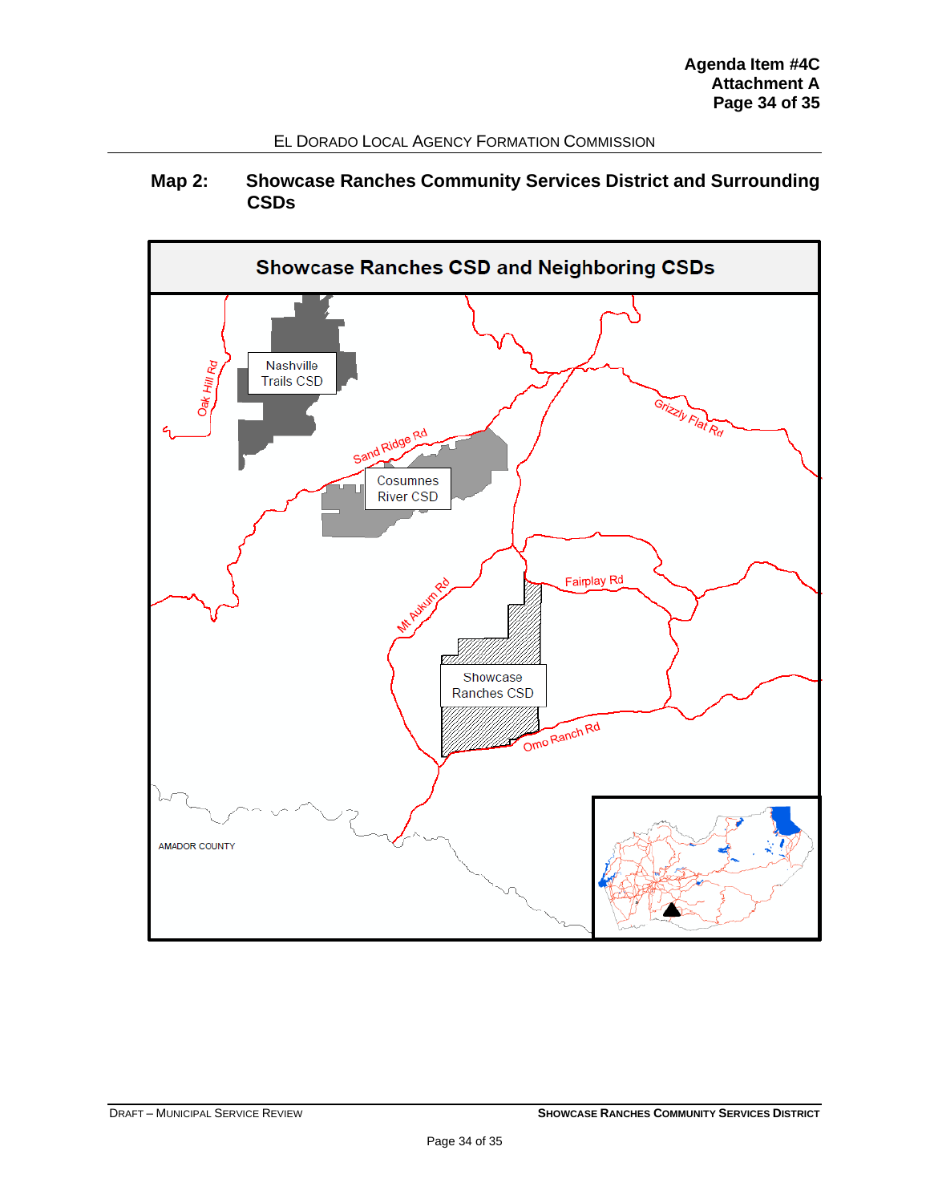## Map 2: Showcase Ranches Community Services District and Surrounding CSDs

**Showcase Ranches CSD and Neighboring CSDs**

Nashville Trails CSD

Cosumnes River CSD

Showcase Ranches CSD

Oak Hill Rd

Sand Ridge Rd

Grizzly Flat Rd

Fairplay Rd

Mt Aukum Rd

Omo Ranch Rd

AMADOR COUNTY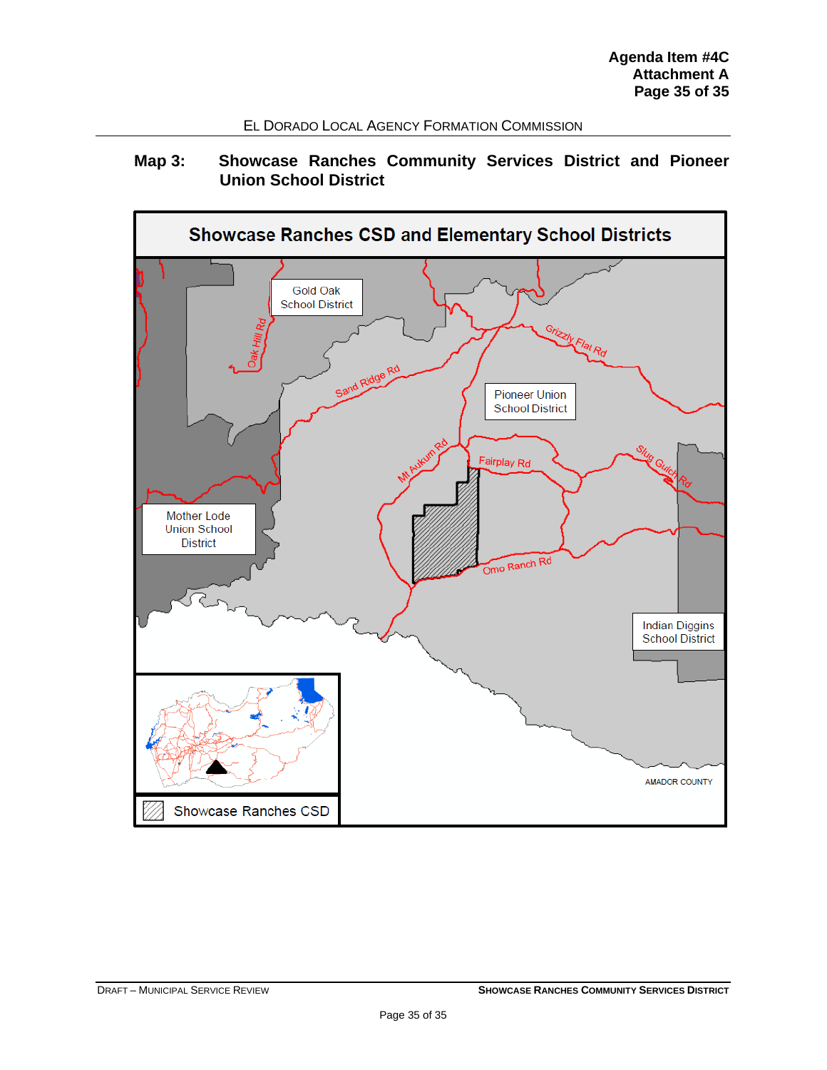## Map 3: Showcase Ranches Community Services District and Pioneer Union School District

Showcase Ranches CSD and Elementary School Districts

Gold Oak School District

Oak Hill Rd

Sand Ridge Rd

Grizzly Flat Rd

Pioneer Union School District

Mt Aukum Rd

Fairplay Rd

Slug Gulch Rd

Mother Lode Union School District

Omo Ranch Rd

Indian Diggins School District

AMADOR COUNTY

Showcase Ranches CSD